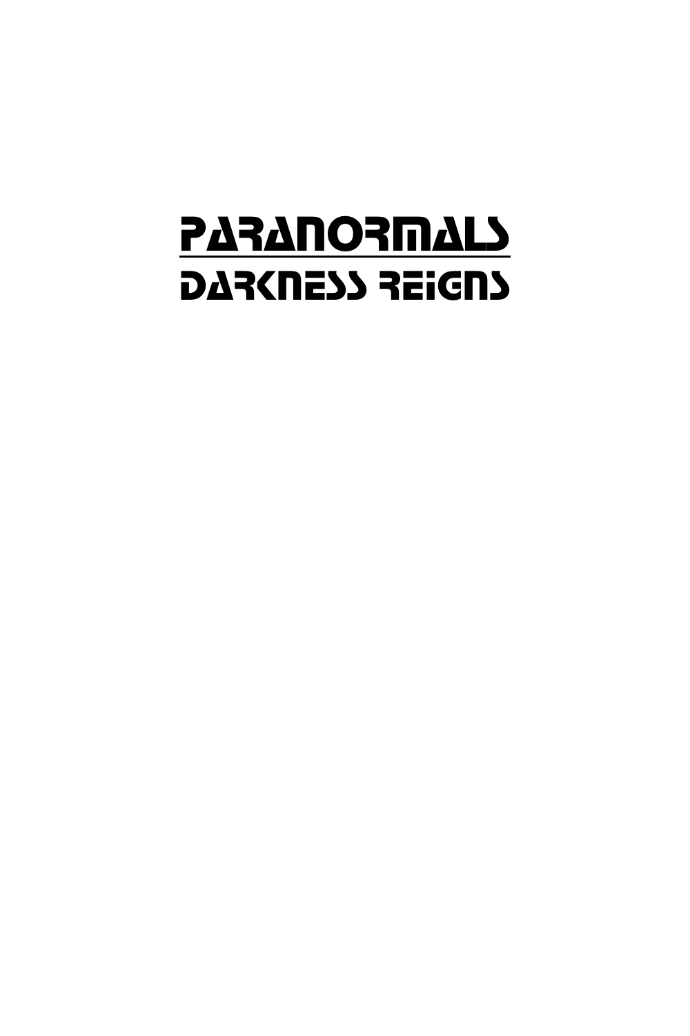# PARANORMALS

## DARKNESS REIGNS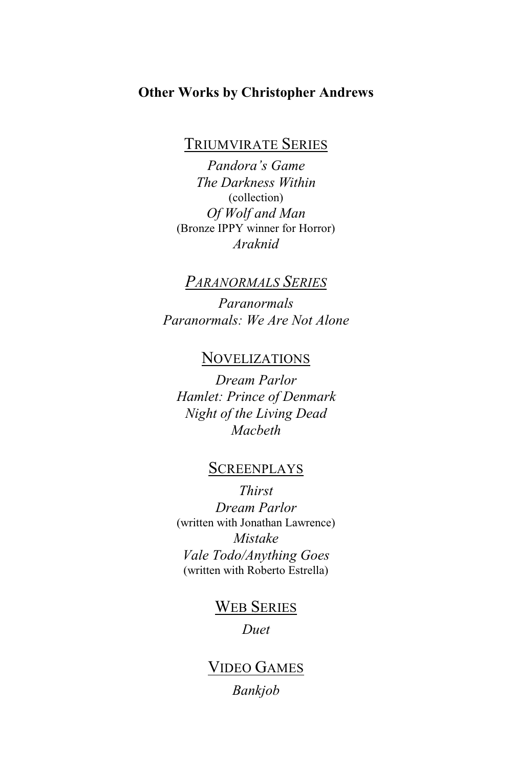**Other Works by Christopher Andrews**

## TRIUMVIRATE SERIES

*Pandora's Game*

*The Darkness Within*
(collection)

*Of Wolf and Man*
(Bronze IPPY winner for Horror)

*Araknid*

## *PARANORMALS SERIES*

*Paranormals*

*Paranormals: We Are Not Alone*

## NOVELIZATIONS

*Dream Parlor*

*Hamlet: Prince of Denmark*

*Night of the Living Dead*

*Macbeth*

## SCREENPLAYS

*Thirst*

*Dream Parlor*
(written with Jonathan Lawrence)

*Mistake*

*Vale Todo/Anything Goes*
(written with Roberto Estrella)

## WEB SERIES

*Duet*

## VIDEO GAMES

*Bankjob*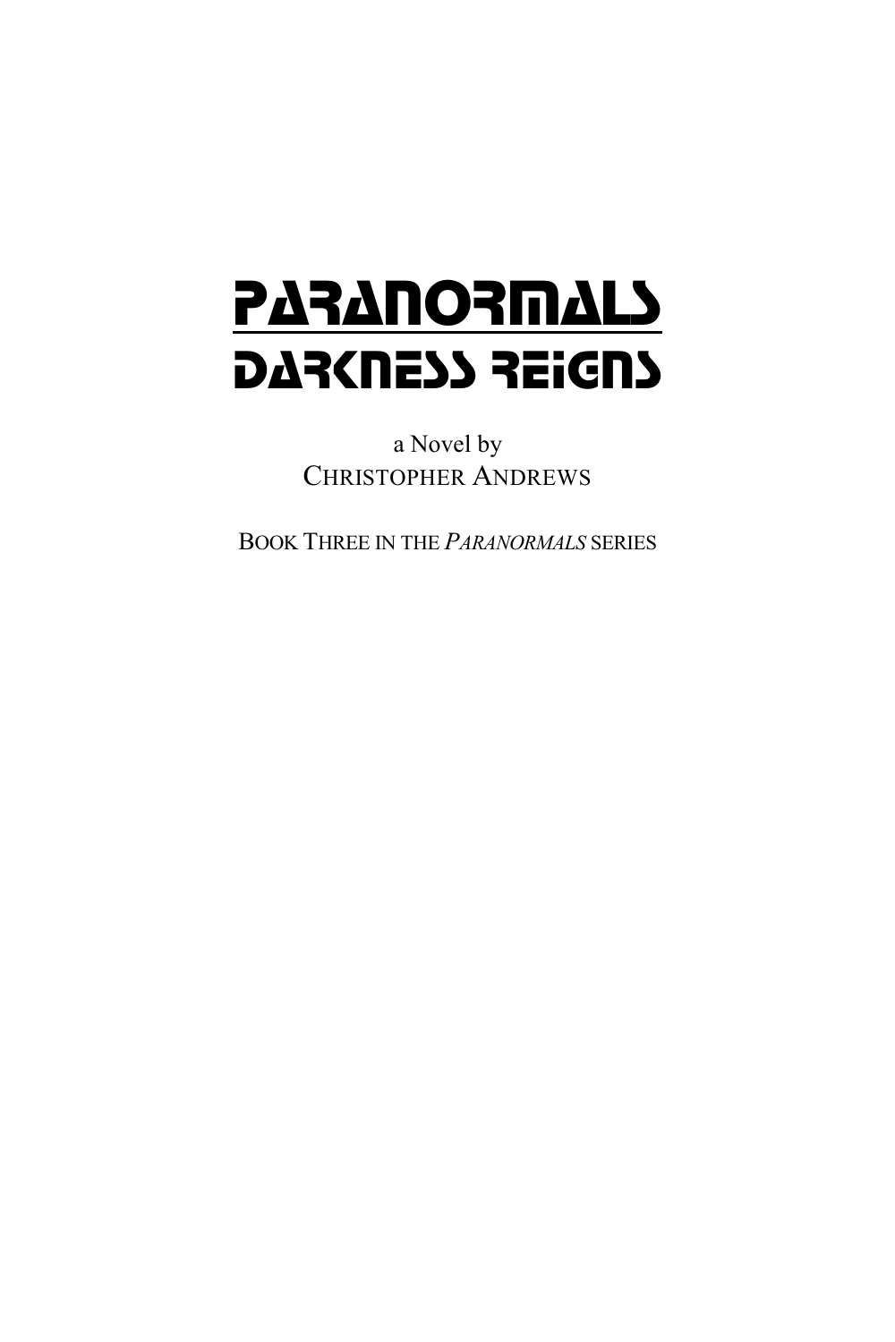# PARANORMALS

## DARKNESS REIGNS

a Novel by
CHRISTOPHER ANDREWS

BOOK THREE IN THE *PARANORMALS* SERIES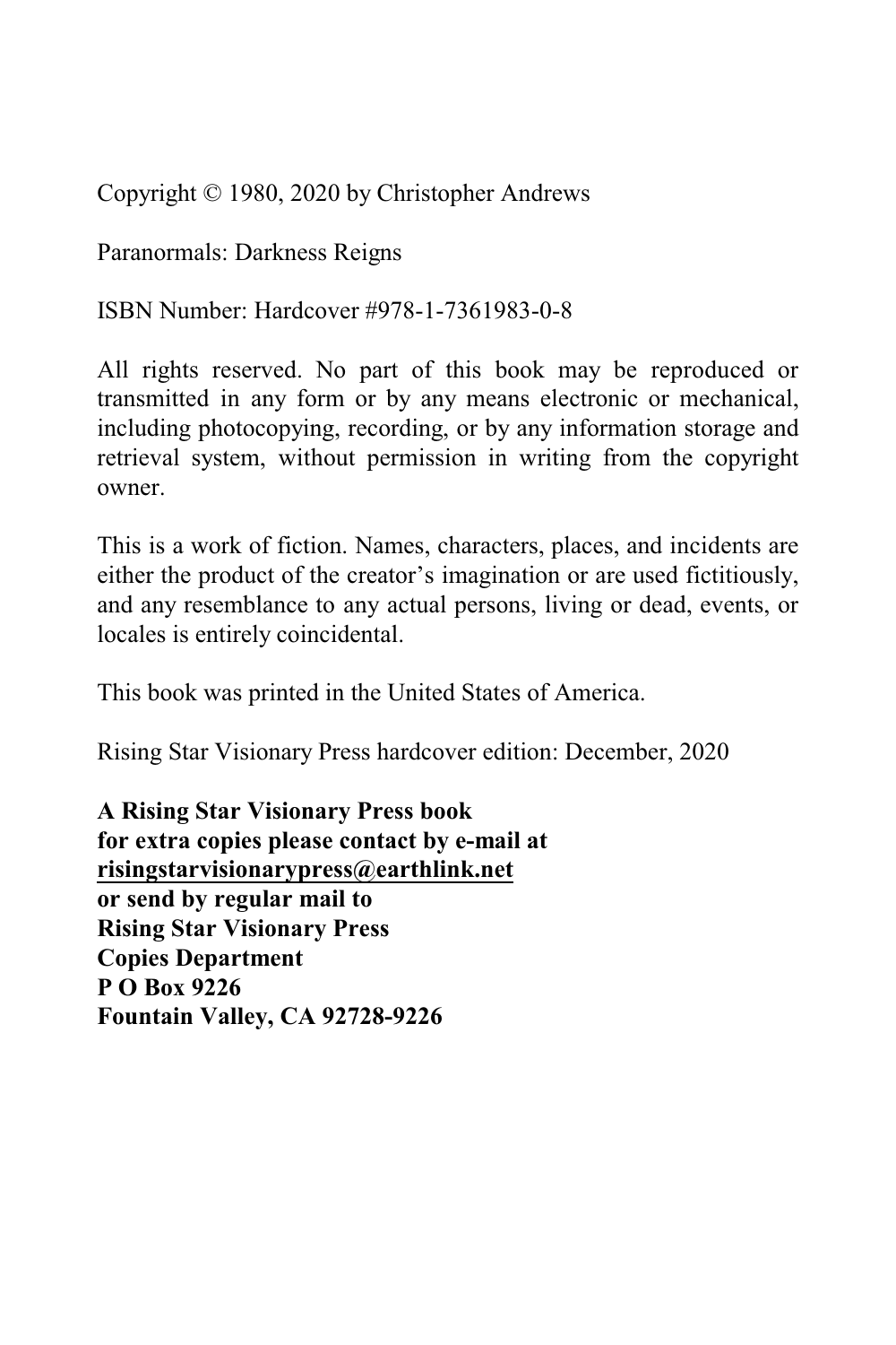Copyright © 1980, 2020 by Christopher Andrews

Paranormals: Darkness Reigns

ISBN Number: Hardcover #978-1-7361983-0-8

All rights reserved. No part of this book may be reproduced or transmitted in any form or by any means electronic or mechanical, including photocopying, recording, or by any information storage and retrieval system, without permission in writing from the copyright owner.

This is a work of fiction. Names, characters, places, and incidents are either the product of the creator's imagination or are used fictitiously, and any resemblance to any actual persons, living or dead, events, or locales is entirely coincidental.

This book was printed in the United States of America.

Rising Star Visionary Press hardcover edition: December, 2020

**A Rising Star Visionary Press book**
**for extra copies please contact by e-mail at**
**risingstarvisionarypress@earthlink.net**
**or send by regular mail to**
**Rising Star Visionary Press**
**Copies Department**
**P O Box 9226**
**Fountain Valley, CA 92728-9226**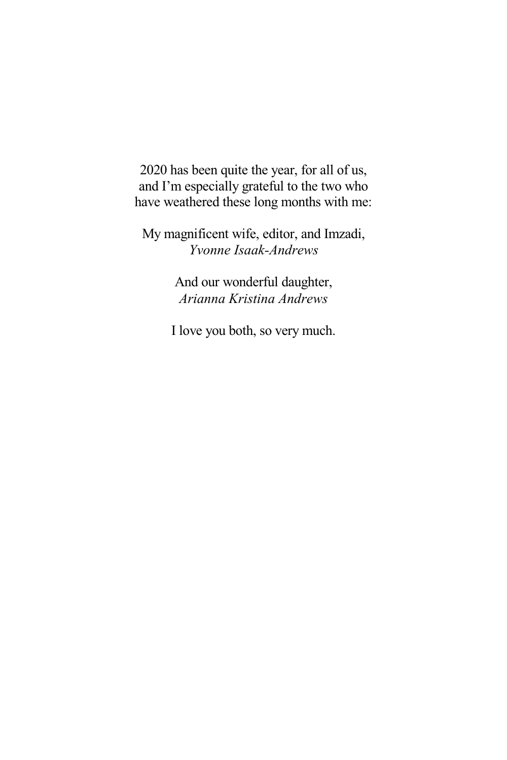2020 has been quite the year, for all of us,
and I'm especially grateful to the two who
have weathered these long months with me:

My magnificent wife, editor, and Imzadi,
*Yvonne Isaak-Andrews*

And our wonderful daughter,
*Arianna Kristina Andrews*

I love you both, so very much.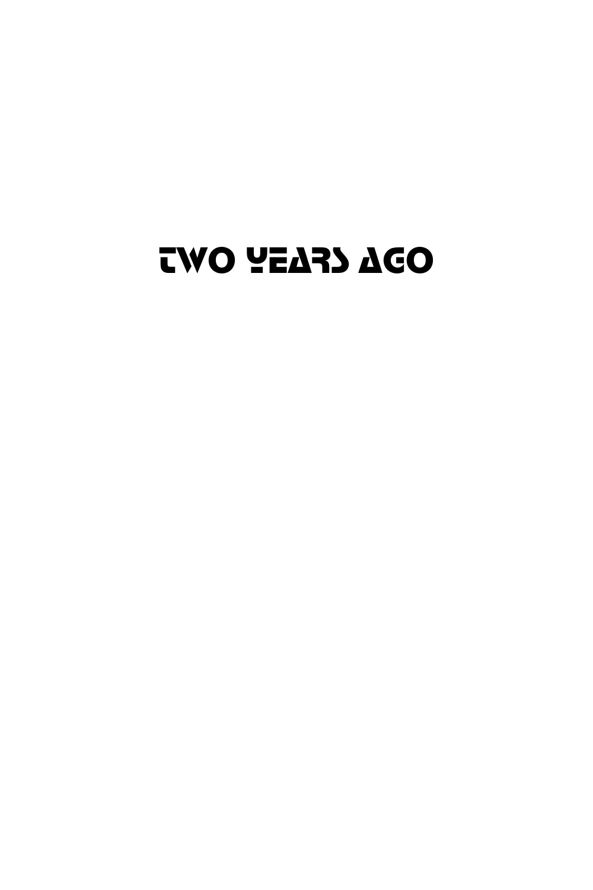# TWO YEARS AGO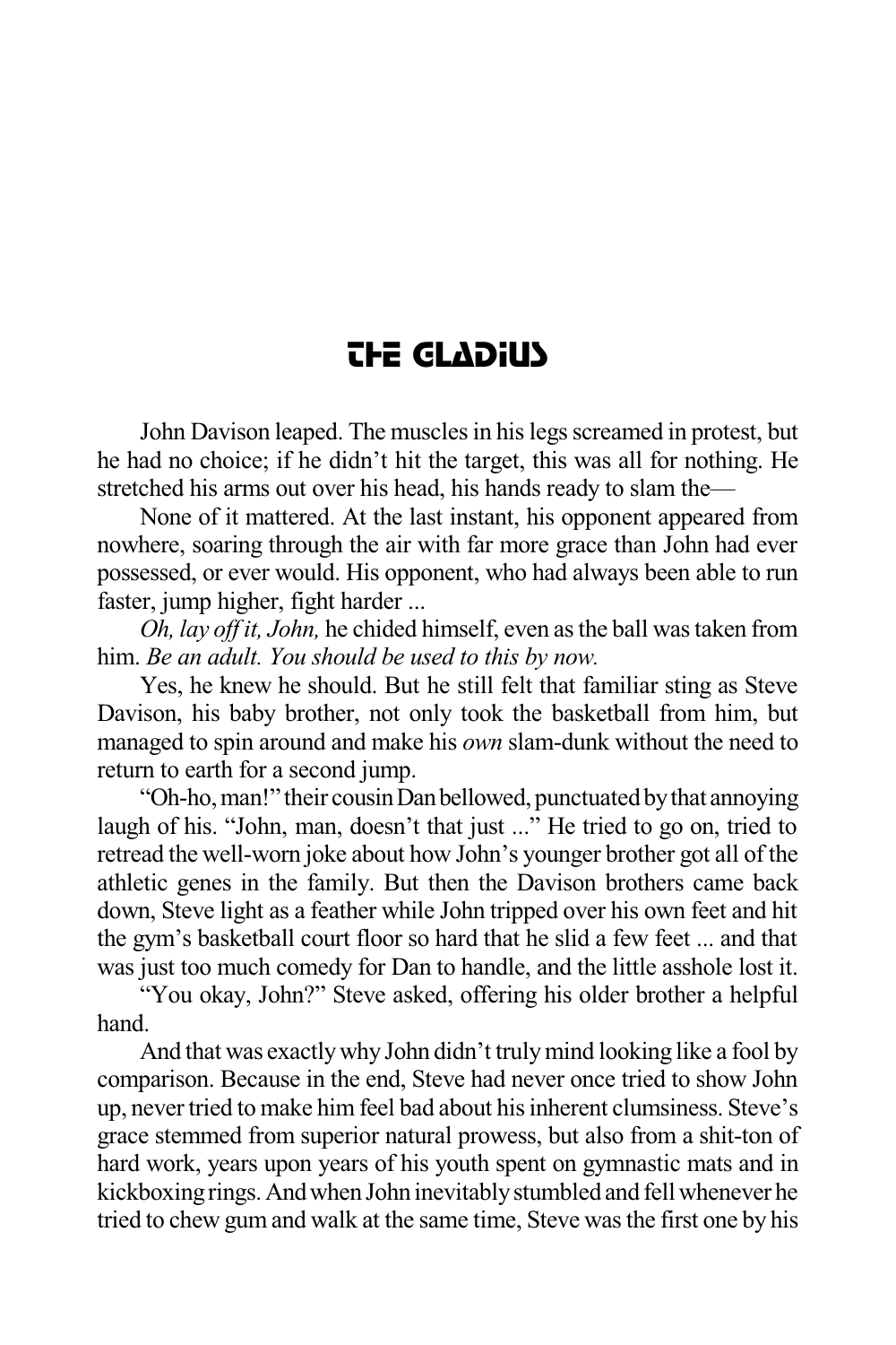# THE GLADIUS

John Davison leaped. The muscles in his legs screamed in protest, but he had no choice; if he didn't hit the target, this was all for nothing. He stretched his arms out over his head, his hands ready to slam the—

None of it mattered. At the last instant, his opponent appeared from nowhere, soaring through the air with far more grace than John had ever possessed, or ever would. His opponent, who had always been able to run faster, jump higher, fight harder ...

*Oh, lay off it, John,* he chided himself, even as the ball was taken from him. *Be an adult. You should be used to this by now.*

Yes, he knew he should. But he still felt that familiar sting as Steve Davison, his baby brother, not only took the basketball from him, but managed to spin around and make his *own* slam-dunk without the need to return to earth for a second jump.

"Oh-ho, man!" their cousin Dan bellowed, punctuated by that annoying laugh of his. "John, man, doesn't that just ..." He tried to go on, tried to retread the well-worn joke about how John's younger brother got all of the athletic genes in the family. But then the Davison brothers came back down, Steve light as a feather while John tripped over his own feet and hit the gym's basketball court floor so hard that he slid a few feet ... and that was just too much comedy for Dan to handle, and the little asshole lost it.

"You okay, John?" Steve asked, offering his older brother a helpful hand.

And that was exactly why John didn't truly mind looking like a fool by comparison. Because in the end, Steve had never once tried to show John up, never tried to make him feel bad about his inherent clumsiness. Steve's grace stemmed from superior natural prowess, but also from a shit-ton of hard work, years upon years of his youth spent on gymnastic mats and in kickboxing rings. And when John inevitably stumbled and fell whenever he tried to chew gum and walk at the same time, Steve was the first one by his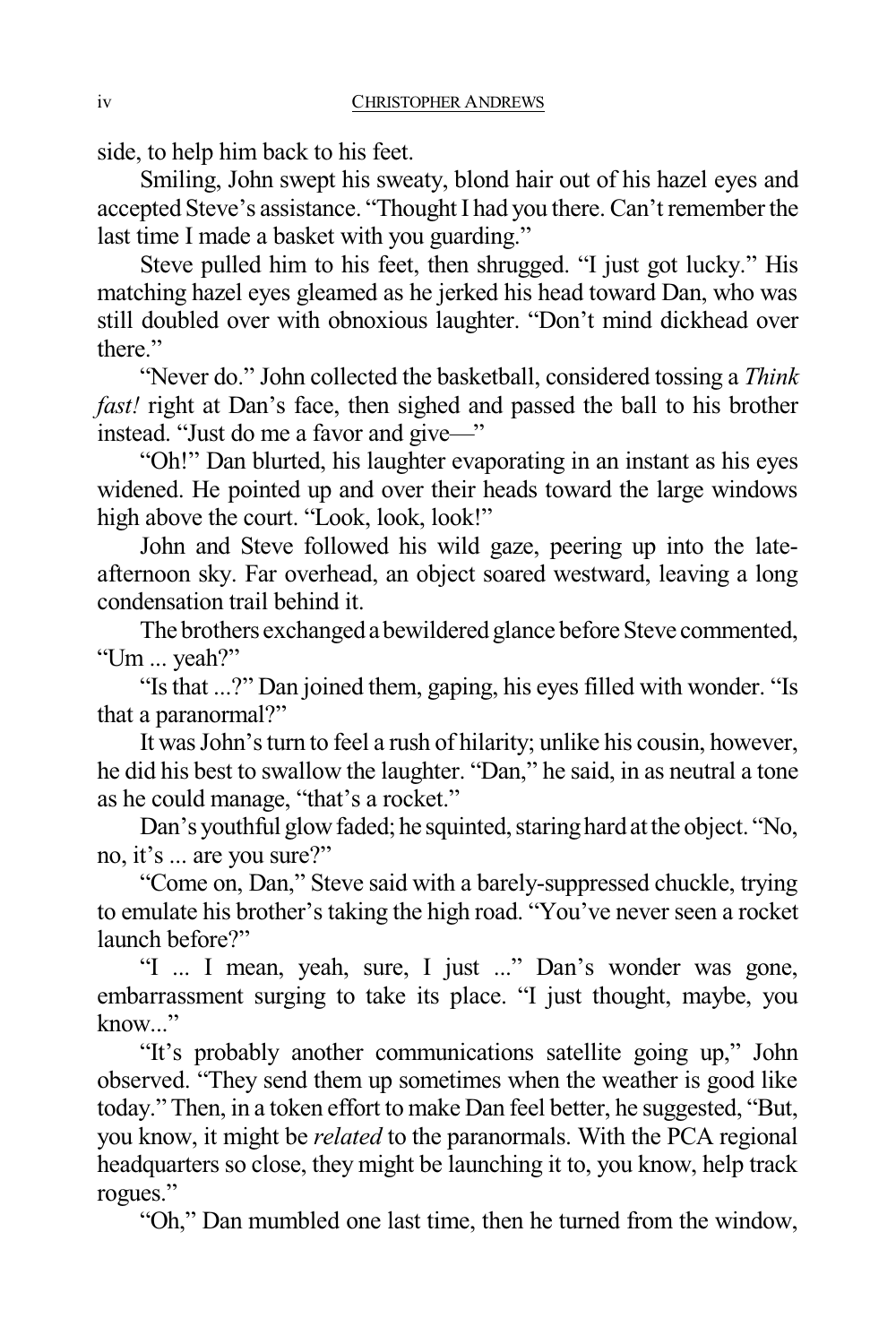side, to help him back to his feet.

Smiling, John swept his sweaty, blond hair out of his hazel eyes and accepted Steve's assistance. "Thought I had you there. Can't remember the last time I made a basket with you guarding."

Steve pulled him to his feet, then shrugged. "I just got lucky." His matching hazel eyes gleamed as he jerked his head toward Dan, who was still doubled over with obnoxious laughter. "Don't mind dickhead over there."

"Never do." John collected the basketball, considered tossing a *Think fast!* right at Dan's face, then sighed and passed the ball to his brother instead. "Just do me a favor and give—"

"Oh!" Dan blurted, his laughter evaporating in an instant as his eyes widened. He pointed up and over their heads toward the large windows high above the court. "Look, look, look!"

John and Steve followed his wild gaze, peering up into the late-afternoon sky. Far overhead, an object soared westward, leaving a long condensation trail behind it.

The brothers exchanged a bewildered glance before Steve commented, "Um ... yeah?"

"Is that ...?" Dan joined them, gaping, his eyes filled with wonder. "Is that a paranormal?"

It was John's turn to feel a rush of hilarity; unlike his cousin, however, he did his best to swallow the laughter. "Dan," he said, in as neutral a tone as he could manage, "that's a rocket."

Dan's youthful glow faded; he squinted, staring hard at the object. "No, no, it's ... are you sure?"

"Come on, Dan," Steve said with a barely-suppressed chuckle, trying to emulate his brother's taking the high road. "You've never seen a rocket launch before?"

"I ... I mean, yeah, sure, I just ..." Dan's wonder was gone, embarrassment surging to take its place. "I just thought, maybe, you know..."

"It's probably another communications satellite going up," John observed. "They send them up sometimes when the weather is good like today." Then, in a token effort to make Dan feel better, he suggested, "But, you know, it might be *related* to the paranormals. With the PCA regional headquarters so close, they might be launching it to, you know, help track rogues."

"Oh," Dan mumbled one last time, then he turned from the window,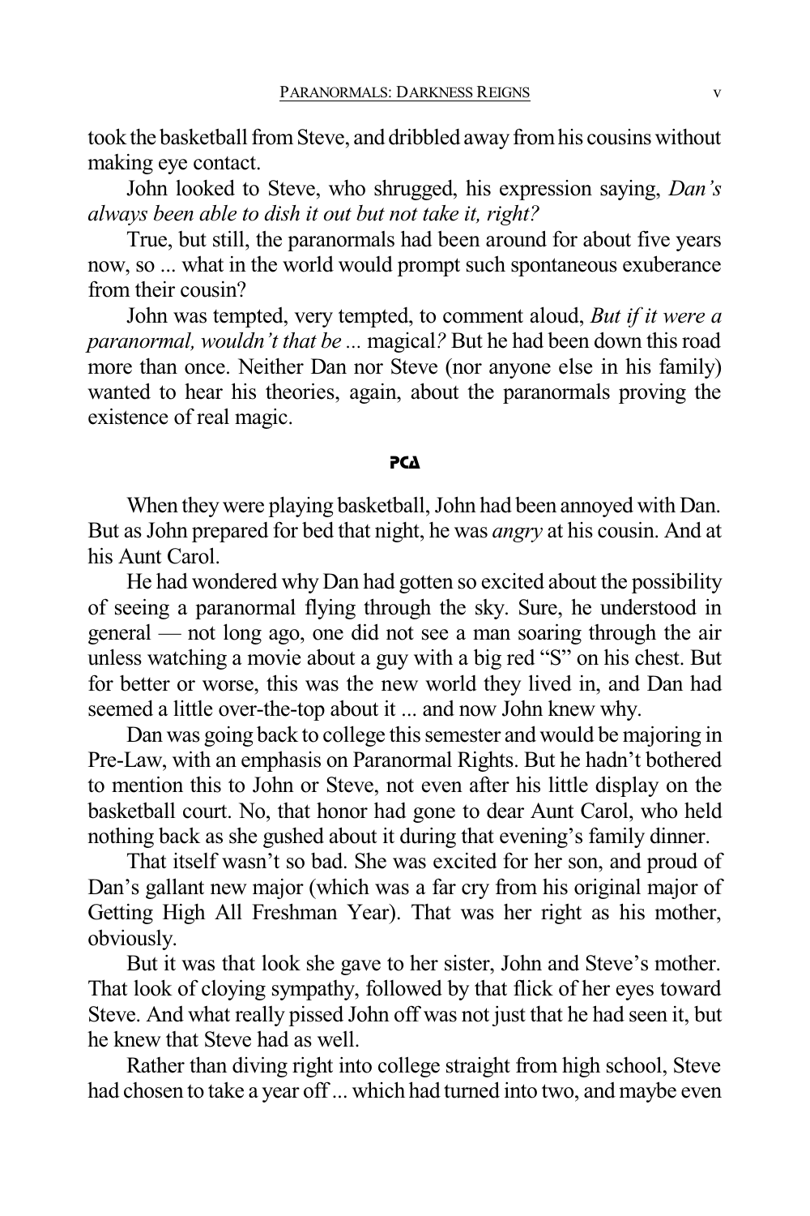took the basketball from Steve, and dribbled away from his cousins without making eye contact.

John looked to Steve, who shrugged, his expression saying, *Dan's always been able to dish it out but not take it, right?*

True, but still, the paranormals had been around for about five years now, so ... what in the world would prompt such spontaneous exuberance from their cousin?

John was tempted, very tempted, to comment aloud, *But if it were a paranormal, wouldn't that be ...* magical*?* But he had been down this road more than once. Neither Dan nor Steve (nor anyone else in his family) wanted to hear his theories, again, about the paranormals proving the existence of real magic.

PCA

When they were playing basketball, John had been annoyed with Dan. But as John prepared for bed that night, he was *angry* at his cousin. And at his Aunt Carol.

He had wondered why Dan had gotten so excited about the possibility of seeing a paranormal flying through the sky. Sure, he understood in general — not long ago, one did not see a man soaring through the air unless watching a movie about a guy with a big red "S" on his chest. But for better or worse, this was the new world they lived in, and Dan had seemed a little over-the-top about it ... and now John knew why.

Dan was going back to college this semester and would be majoring in Pre-Law, with an emphasis on Paranormal Rights. But he hadn't bothered to mention this to John or Steve, not even after his little display on the basketball court. No, that honor had gone to dear Aunt Carol, who held nothing back as she gushed about it during that evening's family dinner.

That itself wasn't so bad. She was excited for her son, and proud of Dan's gallant new major (which was a far cry from his original major of Getting High All Freshman Year). That was her right as his mother, obviously.

But it was that look she gave to her sister, John and Steve's mother. That look of cloying sympathy, followed by that flick of her eyes toward Steve. And what really pissed John off was not just that he had seen it, but he knew that Steve had as well.

Rather than diving right into college straight from high school, Steve had chosen to take a year off ... which had turned into two, and maybe even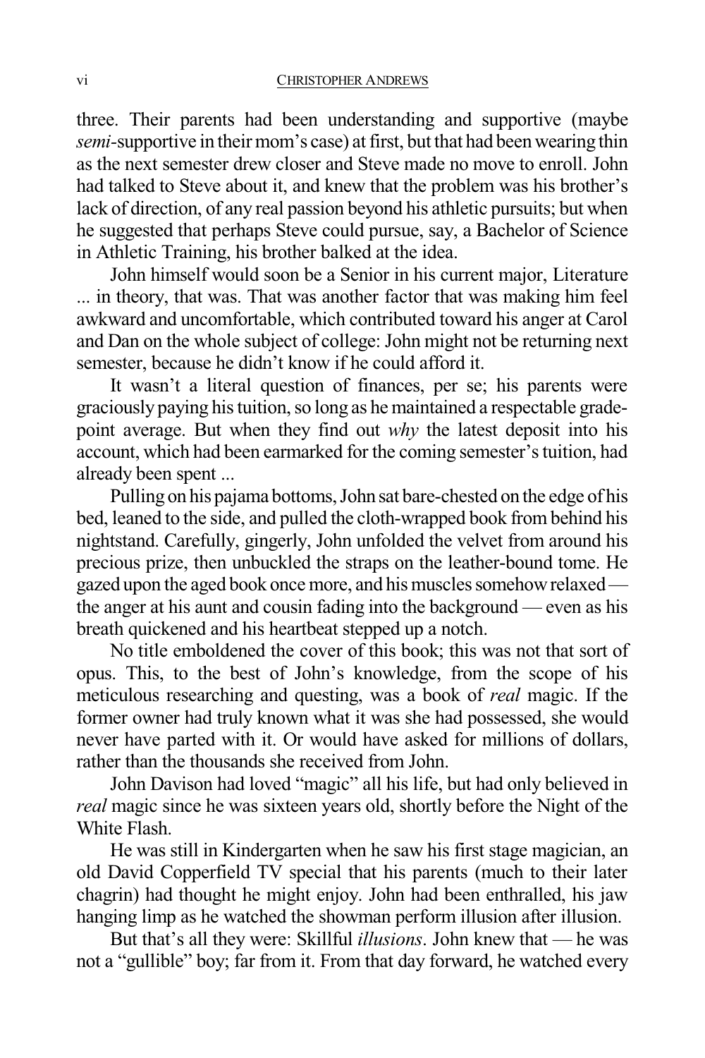three. Their parents had been understanding and supportive (maybe *semi*-supportive in their mom's case) at first, but that had been wearing thin as the next semester drew closer and Steve made no move to enroll. John had talked to Steve about it, and knew that the problem was his brother's lack of direction, of any real passion beyond his athletic pursuits; but when he suggested that perhaps Steve could pursue, say, a Bachelor of Science in Athletic Training, his brother balked at the idea.

John himself would soon be a Senior in his current major, Literature ... in theory, that was. That was another factor that was making him feel awkward and uncomfortable, which contributed toward his anger at Carol and Dan on the whole subject of college: John might not be returning next semester, because he didn't know if he could afford it.

It wasn't a literal question of finances, per se; his parents were graciously paying his tuition, so long as he maintained a respectable grade-point average. But when they find out *why* the latest deposit into his account, which had been earmarked for the coming semester's tuition, had already been spent ...

Pulling on his pajama bottoms, John sat bare-chested on the edge of his bed, leaned to the side, and pulled the cloth-wrapped book from behind his nightstand. Carefully, gingerly, John unfolded the velvet from around his precious prize, then unbuckled the straps on the leather-bound tome. He gazed upon the aged book once more, and his muscles somehow relaxed — the anger at his aunt and cousin fading into the background — even as his breath quickened and his heartbeat stepped up a notch.

No title emboldened the cover of this book; this was not that sort of opus. This, to the best of John's knowledge, from the scope of his meticulous researching and questing, was a book of *real* magic. If the former owner had truly known what it was she had possessed, she would never have parted with it. Or would have asked for millions of dollars, rather than the thousands she received from John.

John Davison had loved "magic" all his life, but had only believed in *real* magic since he was sixteen years old, shortly before the Night of the White Flash.

He was still in Kindergarten when he saw his first stage magician, an old David Copperfield TV special that his parents (much to their later chagrin) had thought he might enjoy. John had been enthralled, his jaw hanging limp as he watched the showman perform illusion after illusion.

But that's all they were: Skillful *illusions*. John knew that — he was not a "gullible" boy; far from it. From that day forward, he watched every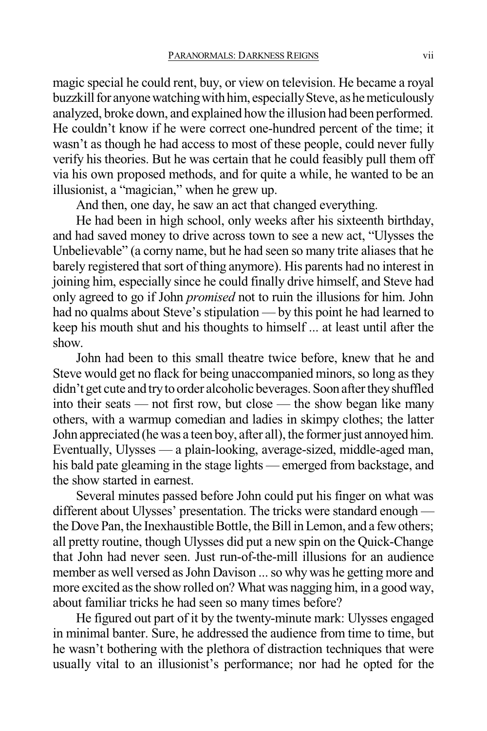magic special he could rent, buy, or view on television. He became a royal buzzkill for anyone watching with him, especially Steve, as he meticulously analyzed, broke down, and explained how the illusion had been performed. He couldn't know if he were correct one-hundred percent of the time; it wasn't as though he had access to most of these people, could never fully verify his theories. But he was certain that he could feasibly pull them off via his own proposed methods, and for quite a while, he wanted to be an illusionist, a "magician," when he grew up.

And then, one day, he saw an act that changed everything.

He had been in high school, only weeks after his sixteenth birthday, and had saved money to drive across town to see a new act, "Ulysses the Unbelievable" (a corny name, but he had seen so many trite aliases that he barely registered that sort of thing anymore). His parents had no interest in joining him, especially since he could finally drive himself, and Steve had only agreed to go if John *promised* not to ruin the illusions for him. John had no qualms about Steve's stipulation — by this point he had learned to keep his mouth shut and his thoughts to himself ... at least until after the show.

John had been to this small theatre twice before, knew that he and Steve would get no flack for being unaccompanied minors, so long as they didn't get cute and try to order alcoholic beverages. Soon after they shuffled into their seats — not first row, but close — the show began like many others, with a warmup comedian and ladies in skimpy clothes; the latter John appreciated (he was a teen boy, after all), the former just annoyed him. Eventually, Ulysses — a plain-looking, average-sized, middle-aged man, his bald pate gleaming in the stage lights — emerged from backstage, and the show started in earnest.

Several minutes passed before John could put his finger on what was different about Ulysses' presentation. The tricks were standard enough — the Dove Pan, the Inexhaustible Bottle, the Bill in Lemon, and a few others; all pretty routine, though Ulysses did put a new spin on the Quick-Change that John had never seen. Just run-of-the-mill illusions for an audience member as well versed as John Davison ... so why was he getting more and more excited as the show rolled on? What was nagging him, in a good way, about familiar tricks he had seen so many times before?

He figured out part of it by the twenty-minute mark: Ulysses engaged in minimal banter. Sure, he addressed the audience from time to time, but he wasn't bothering with the plethora of distraction techniques that were usually vital to an illusionist's performance; nor had he opted for the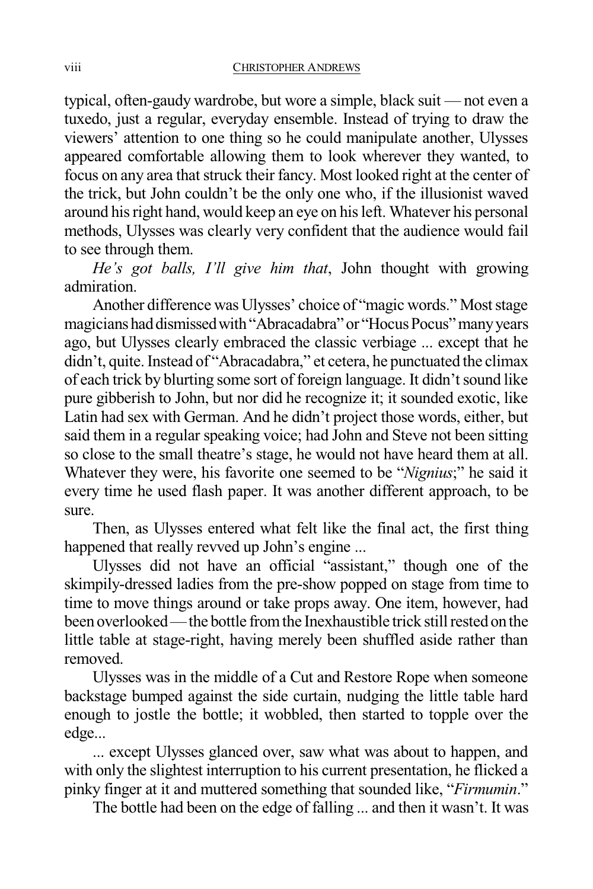typical, often-gaudy wardrobe, but wore a simple, black suit — not even a tuxedo, just a regular, everyday ensemble. Instead of trying to draw the viewers' attention to one thing so he could manipulate another, Ulysses appeared comfortable allowing them to look wherever they wanted, to focus on any area that struck their fancy. Most looked right at the center of the trick, but John couldn't be the only one who, if the illusionist waved around his right hand, would keep an eye on his left. Whatever his personal methods, Ulysses was clearly very confident that the audience would fail to see through them.

*He's got balls, I'll give him that*, John thought with growing admiration.

Another difference was Ulysses' choice of "magic words." Most stage magicians had dismissed with "Abracadabra" or "Hocus Pocus" many years ago, but Ulysses clearly embraced the classic verbiage ... except that he didn't, quite. Instead of "Abracadabra," et cetera, he punctuated the climax of each trick by blurting some sort of foreign language. It didn't sound like pure gibberish to John, but nor did he recognize it; it sounded exotic, like Latin had sex with German. And he didn't project those words, either, but said them in a regular speaking voice; had John and Steve not been sitting so close to the small theatre's stage, he would not have heard them at all. Whatever they were, his favorite one seemed to be "*Nignius*;" he said it every time he used flash paper. It was another different approach, to be sure.

Then, as Ulysses entered what felt like the final act, the first thing happened that really revved up John's engine ...

Ulysses did not have an official "assistant," though one of the skimpily-dressed ladies from the pre-show popped on stage from time to time to move things around or take props away. One item, however, had been overlooked — the bottle from the Inexhaustible trick still rested on the little table at stage-right, having merely been shuffled aside rather than removed.

Ulysses was in the middle of a Cut and Restore Rope when someone backstage bumped against the side curtain, nudging the little table hard enough to jostle the bottle; it wobbled, then started to topple over the edge...

... except Ulysses glanced over, saw what was about to happen, and with only the slightest interruption to his current presentation, he flicked a pinky finger at it and muttered something that sounded like, "*Firmumin*."

The bottle had been on the edge of falling ... and then it wasn't. It was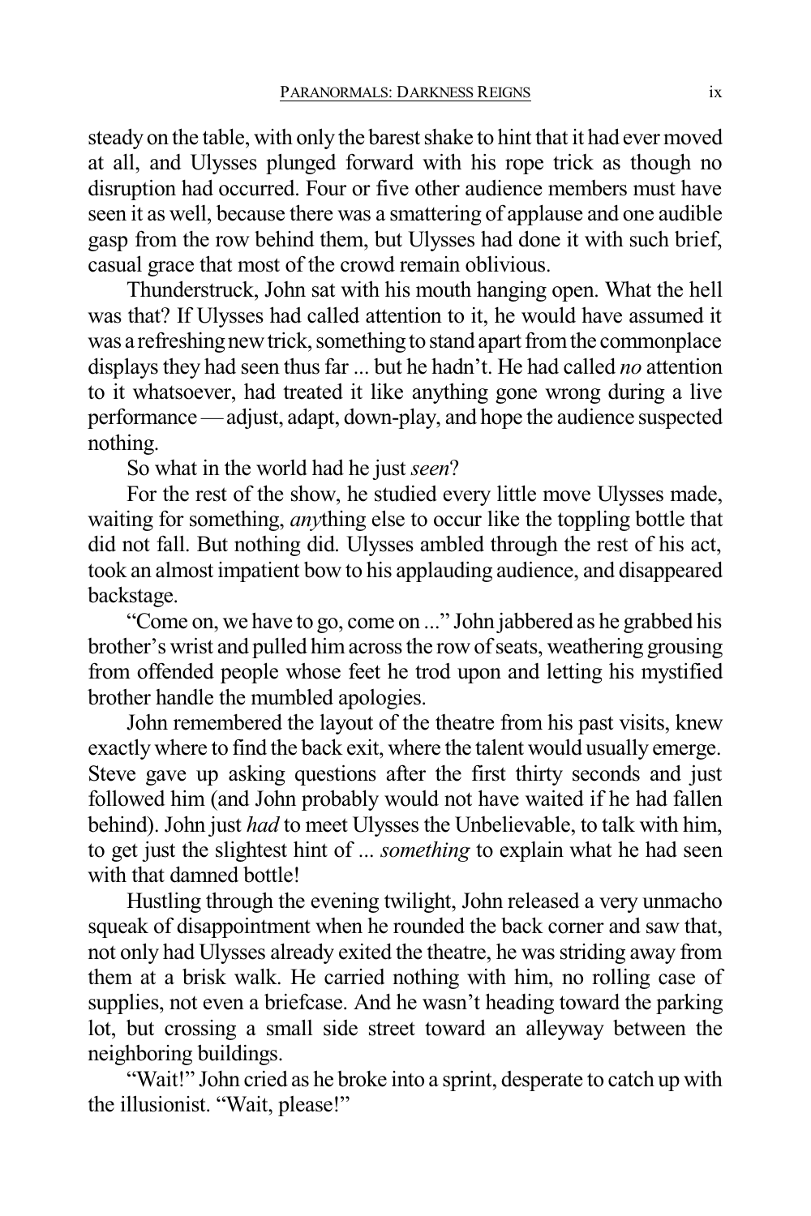steady on the table, with only the barest shake to hint that it had ever moved at all, and Ulysses plunged forward with his rope trick as though no disruption had occurred. Four or five other audience members must have seen it as well, because there was a smattering of applause and one audible gasp from the row behind them, but Ulysses had done it with such brief, casual grace that most of the crowd remain oblivious.

Thunderstruck, John sat with his mouth hanging open. What the hell was that? If Ulysses had called attention to it, he would have assumed it was a refreshing new trick, something to stand apart from the commonplace displays they had seen thus far ... but he hadn't. He had called *no* attention to it whatsoever, had treated it like anything gone wrong during a live performance — adjust, adapt, down-play, and hope the audience suspected nothing.

So what in the world had he just *seen*?

For the rest of the show, he studied every little move Ulysses made, waiting for something, *any*thing else to occur like the toppling bottle that did not fall. But nothing did. Ulysses ambled through the rest of his act, took an almost impatient bow to his applauding audience, and disappeared backstage.

"Come on, we have to go, come on ..." John jabbered as he grabbed his brother's wrist and pulled him across the row of seats, weathering grousing from offended people whose feet he trod upon and letting his mystified brother handle the mumbled apologies.

John remembered the layout of the theatre from his past visits, knew exactly where to find the back exit, where the talent would usually emerge. Steve gave up asking questions after the first thirty seconds and just followed him (and John probably would not have waited if he had fallen behind). John just *had* to meet Ulysses the Unbelievable, to talk with him, to get just the slightest hint of ... *something* to explain what he had seen with that damned bottle!

Hustling through the evening twilight, John released a very unmacho squeak of disappointment when he rounded the back corner and saw that, not only had Ulysses already exited the theatre, he was striding away from them at a brisk walk. He carried nothing with him, no rolling case of supplies, not even a briefcase. And he wasn't heading toward the parking lot, but crossing a small side street toward an alleyway between the neighboring buildings.

"Wait!" John cried as he broke into a sprint, desperate to catch up with the illusionist. "Wait, please!"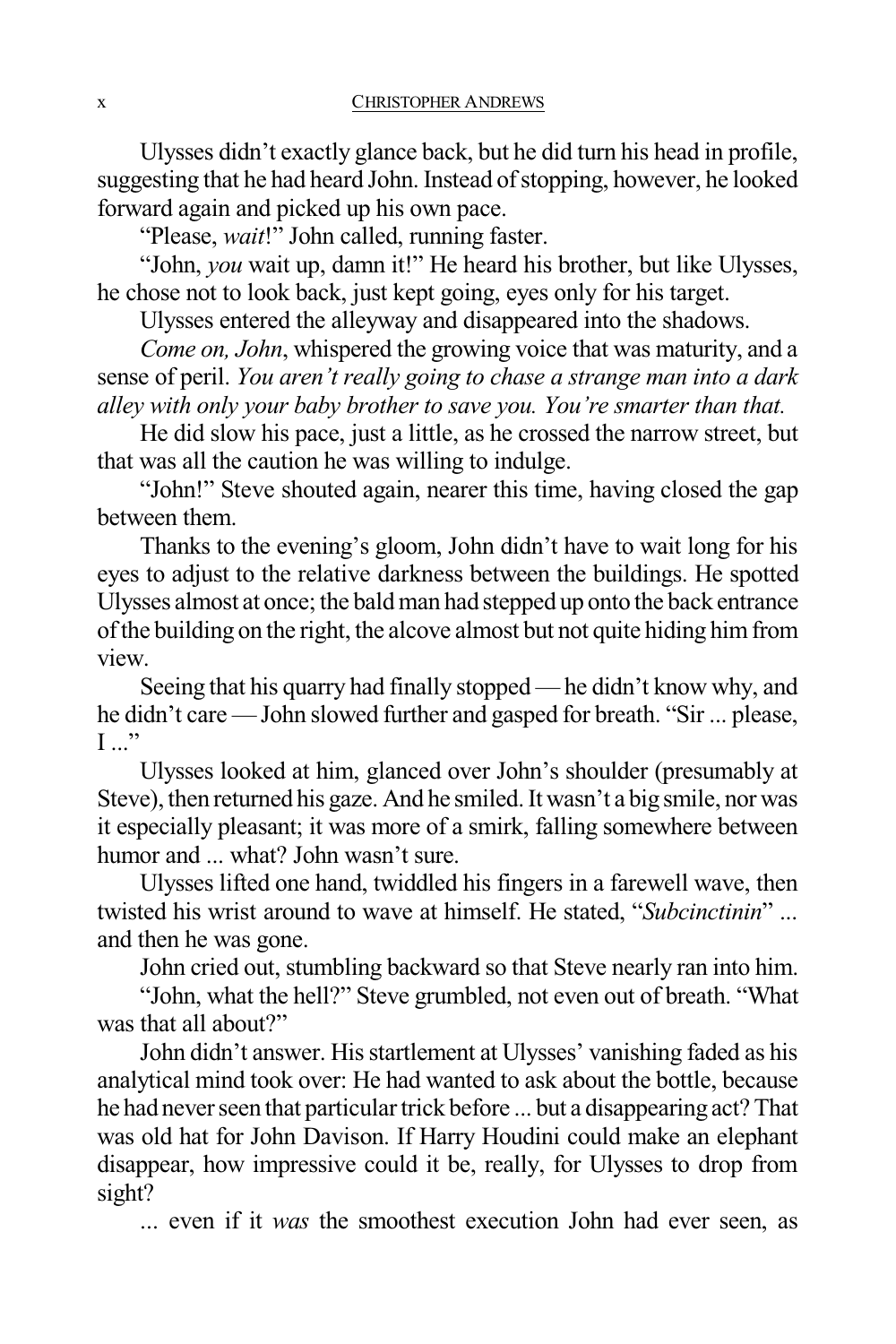Ulysses didn't exactly glance back, but he did turn his head in profile, suggesting that he had heard John. Instead of stopping, however, he looked forward again and picked up his own pace.

"Please, *wait*!" John called, running faster.

"John, *you* wait up, damn it!" He heard his brother, but like Ulysses, he chose not to look back, just kept going, eyes only for his target.

Ulysses entered the alleyway and disappeared into the shadows.

*Come on, John*, whispered the growing voice that was maturity, and a sense of peril. *You aren't really going to chase a strange man into a dark alley with only your baby brother to save you. You're smarter than that.*

He did slow his pace, just a little, as he crossed the narrow street, but that was all the caution he was willing to indulge.

"John!" Steve shouted again, nearer this time, having closed the gap between them.

Thanks to the evening's gloom, John didn't have to wait long for his eyes to adjust to the relative darkness between the buildings. He spotted Ulysses almost at once; the bald man had stepped up onto the back entrance of the building on the right, the alcove almost but not quite hiding him from view.

Seeing that his quarry had finally stopped — he didn't know why, and he didn't care — John slowed further and gasped for breath. "Sir ... please, I ..."

Ulysses looked at him, glanced over John's shoulder (presumably at Steve), then returned his gaze. And he smiled. It wasn't a big smile, nor was it especially pleasant; it was more of a smirk, falling somewhere between humor and ... what? John wasn't sure.

Ulysses lifted one hand, twiddled his fingers in a farewell wave, then twisted his wrist around to wave at himself. He stated, "*Subcinctinin*" ... and then he was gone.

John cried out, stumbling backward so that Steve nearly ran into him.

"John, what the hell?" Steve grumbled, not even out of breath. "What was that all about?"

John didn't answer. His startlement at Ulysses' vanishing faded as his analytical mind took over: He had wanted to ask about the bottle, because he had never seen that particular trick before ... but a disappearing act? That was old hat for John Davison. If Harry Houdini could make an elephant disappear, how impressive could it be, really, for Ulysses to drop from sight?

... even if it *was* the smoothest execution John had ever seen, as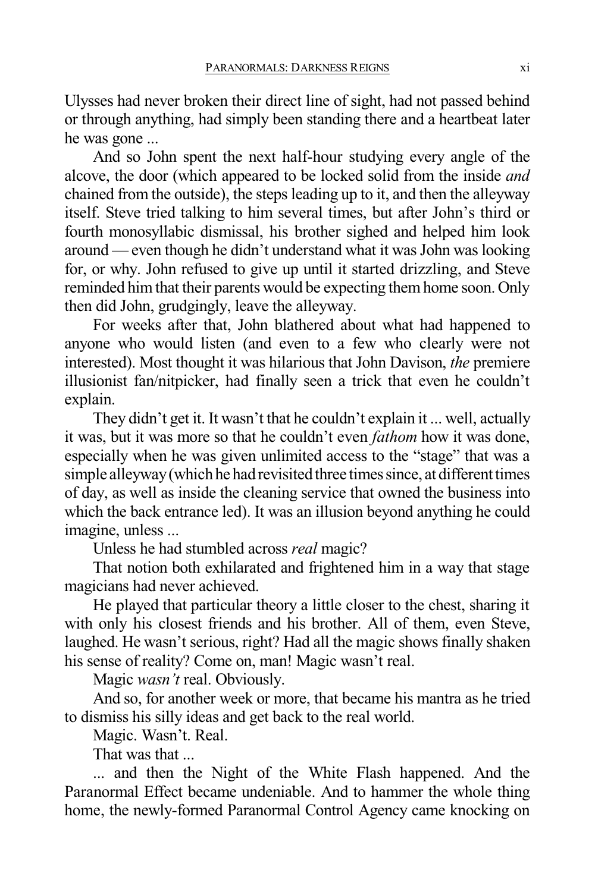Ulysses had never broken their direct line of sight, had not passed behind or through anything, had simply been standing there and a heartbeat later he was gone ...

And so John spent the next half-hour studying every angle of the alcove, the door (which appeared to be locked solid from the inside *and* chained from the outside), the steps leading up to it, and then the alleyway itself. Steve tried talking to him several times, but after John's third or fourth monosyllabic dismissal, his brother sighed and helped him look around — even though he didn't understand what it was John was looking for, or why. John refused to give up until it started drizzling, and Steve reminded him that their parents would be expecting them home soon. Only then did John, grudgingly, leave the alleyway.

For weeks after that, John blathered about what had happened to anyone who would listen (and even to a few who clearly were not interested). Most thought it was hilarious that John Davison, *the* premiere illusionist fan/nitpicker, had finally seen a trick that even he couldn't explain.

They didn't get it. It wasn't that he couldn't explain it ... well, actually it was, but it was more so that he couldn't even *fathom* how it was done, especially when he was given unlimited access to the "stage" that was a simple alleyway (which he had revisited three times since, at different times of day, as well as inside the cleaning service that owned the business into which the back entrance led). It was an illusion beyond anything he could imagine, unless ...

Unless he had stumbled across *real* magic?

That notion both exhilarated and frightened him in a way that stage magicians had never achieved.

He played that particular theory a little closer to the chest, sharing it with only his closest friends and his brother. All of them, even Steve, laughed. He wasn't serious, right? Had all the magic shows finally shaken his sense of reality? Come on, man! Magic wasn't real.

Magic *wasn't* real. Obviously.

And so, for another week or more, that became his mantra as he tried to dismiss his silly ideas and get back to the real world.

Magic. Wasn't. Real.

That was that ...

... and then the Night of the White Flash happened. And the Paranormal Effect became undeniable. And to hammer the whole thing home, the newly-formed Paranormal Control Agency came knocking on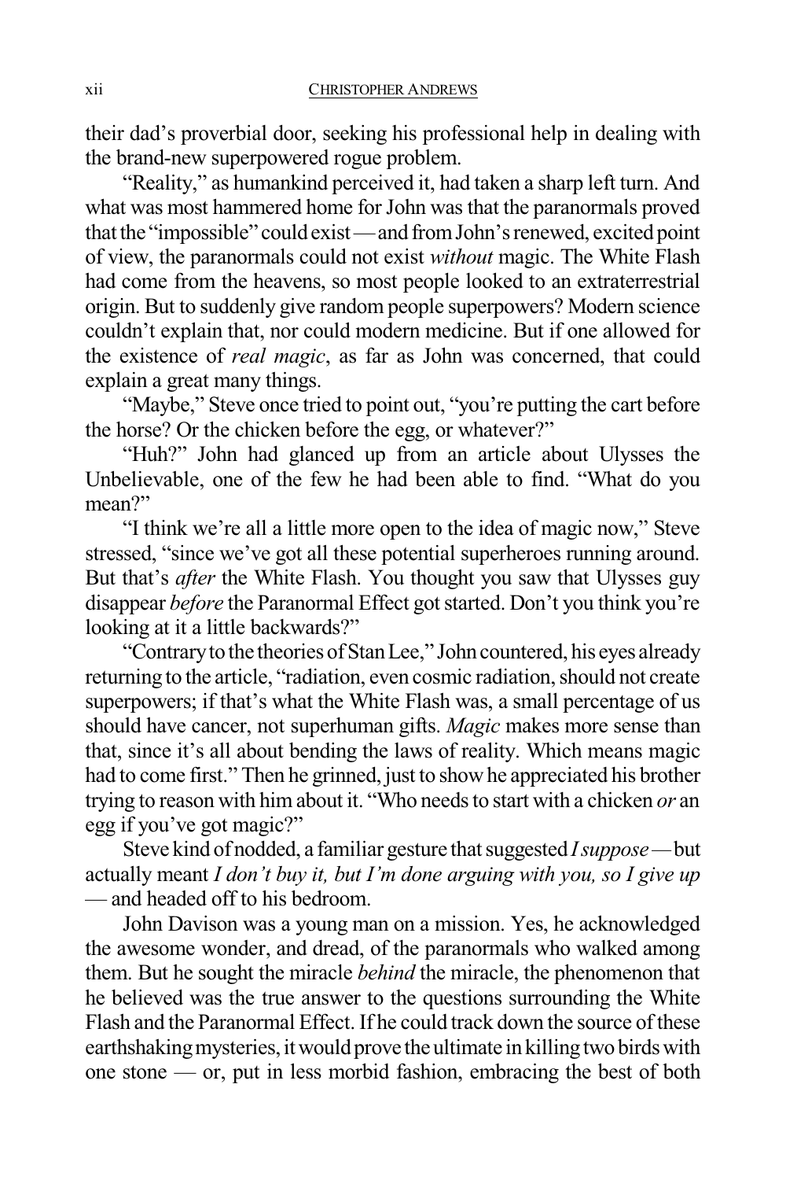their dad's proverbial door, seeking his professional help in dealing with the brand-new superpowered rogue problem.

"Reality," as humankind perceived it, had taken a sharp left turn. And what was most hammered home for John was that the paranormals proved that the "impossible" could exist — and from John's renewed, excited point of view, the paranormals could not exist *without* magic. The White Flash had come from the heavens, so most people looked to an extraterrestrial origin. But to suddenly give random people superpowers? Modern science couldn't explain that, nor could modern medicine. But if one allowed for the existence of *real magic*, as far as John was concerned, that could explain a great many things.

"Maybe," Steve once tried to point out, "you're putting the cart before the horse? Or the chicken before the egg, or whatever?"

"Huh?" John had glanced up from an article about Ulysses the Unbelievable, one of the few he had been able to find. "What do you mean?"

"I think we're all a little more open to the idea of magic now," Steve stressed, "since we've got all these potential superheroes running around. But that's *after* the White Flash. You thought you saw that Ulysses guy disappear *before* the Paranormal Effect got started. Don't you think you're looking at it a little backwards?"

"Contrary to the theories of Stan Lee," John countered, his eyes already returning to the article, "radiation, even cosmic radiation, should not create superpowers; if that's what the White Flash was, a small percentage of us should have cancer, not superhuman gifts. *Magic* makes more sense than that, since it's all about bending the laws of reality. Which means magic had to come first." Then he grinned, just to show he appreciated his brother trying to reason with him about it. "Who needs to start with a chicken *or* an egg if you've got magic?"

Steve kind of nodded, a familiar gesture that suggested *I suppose* — but actually meant *I don't buy it, but I'm done arguing with you, so I give up* — and headed off to his bedroom.

John Davison was a young man on a mission. Yes, he acknowledged the awesome wonder, and dread, of the paranormals who walked among them. But he sought the miracle *behind* the miracle, the phenomenon that he believed was the true answer to the questions surrounding the White Flash and the Paranormal Effect. If he could track down the source of these earthshaking mysteries, it would prove the ultimate in killing two birds with one stone — or, put in less morbid fashion, embracing the best of both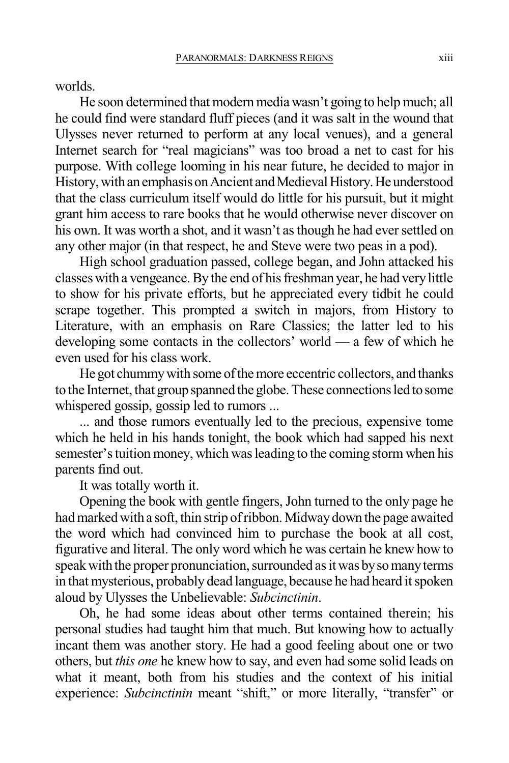worlds.

He soon determined that modern media wasn't going to help much; all he could find were standard fluff pieces (and it was salt in the wound that Ulysses never returned to perform at any local venues), and a general Internet search for "real magicians" was too broad a net to cast for his purpose. With college looming in his near future, he decided to major in History, with an emphasis on Ancient and Medieval History. He understood that the class curriculum itself would do little for his pursuit, but it might grant him access to rare books that he would otherwise never discover on his own. It was worth a shot, and it wasn't as though he had ever settled on any other major (in that respect, he and Steve were two peas in a pod).

High school graduation passed, college began, and John attacked his classes with a vengeance. By the end of his freshman year, he had very little to show for his private efforts, but he appreciated every tidbit he could scrape together. This prompted a switch in majors, from History to Literature, with an emphasis on Rare Classics; the latter led to his developing some contacts in the collectors' world — a few of which he even used for his class work.

He got chummy with some of the more eccentric collectors, and thanks to the Internet, that group spanned the globe. These connections led to some whispered gossip, gossip led to rumors ...

... and those rumors eventually led to the precious, expensive tome which he held in his hands tonight, the book which had sapped his next semester's tuition money, which was leading to the coming storm when his parents find out.

It was totally worth it.

Opening the book with gentle fingers, John turned to the only page he had marked with a soft, thin strip of ribbon. Midway down the page awaited the word which had convinced him to purchase the book at all cost, figurative and literal. The only word which he was certain he knew how to speak with the proper pronunciation, surrounded as it was by so many terms in that mysterious, probably dead language, because he had heard it spoken aloud by Ulysses the Unbelievable: *Subcinctinin*.

Oh, he had some ideas about other terms contained therein; his personal studies had taught him that much. But knowing how to actually incant them was another story. He had a good feeling about one or two others, but *this one* he knew how to say, and even had some solid leads on what it meant, both from his studies and the context of his initial experience: *Subcinctinin* meant "shift," or more literally, "transfer" or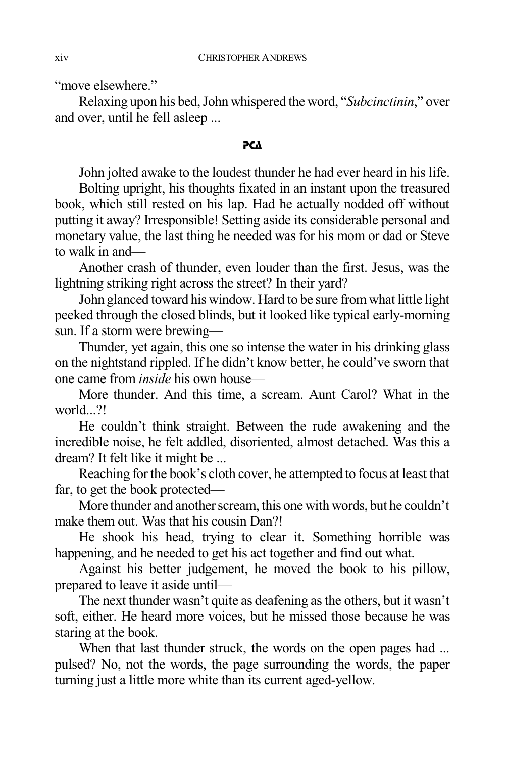"move elsewhere."

Relaxing upon his bed, John whispered the word, "*Subcinctinin*," over and over, until he fell asleep ...

**PCA**

John jolted awake to the loudest thunder he had ever heard in his life.

Bolting upright, his thoughts fixated in an instant upon the treasured book, which still rested on his lap. Had he actually nodded off without putting it away? Irresponsible! Setting aside its considerable personal and monetary value, the last thing he needed was for his mom or dad or Steve to walk in and—

Another crash of thunder, even louder than the first. Jesus, was the lightning striking right across the street? In their yard?

John glanced toward his window. Hard to be sure from what little light peeked through the closed blinds, but it looked like typical early-morning sun. If a storm were brewing—

Thunder, yet again, this one so intense the water in his drinking glass on the nightstand rippled. If he didn't know better, he could've sworn that one came from *inside* his own house—

More thunder. And this time, a scream. Aunt Carol? What in the world...?!

He couldn't think straight. Between the rude awakening and the incredible noise, he felt addled, disoriented, almost detached. Was this a dream? It felt like it might be ...

Reaching for the book's cloth cover, he attempted to focus at least that far, to get the book protected—

More thunder and another scream, this one with words, but he couldn't make them out. Was that his cousin Dan?!

He shook his head, trying to clear it. Something horrible was happening, and he needed to get his act together and find out what.

Against his better judgement, he moved the book to his pillow, prepared to leave it aside until—

The next thunder wasn't quite as deafening as the others, but it wasn't soft, either. He heard more voices, but he missed those because he was staring at the book.

When that last thunder struck, the words on the open pages had ... pulsed? No, not the words, the page surrounding the words, the paper turning just a little more white than its current aged-yellow.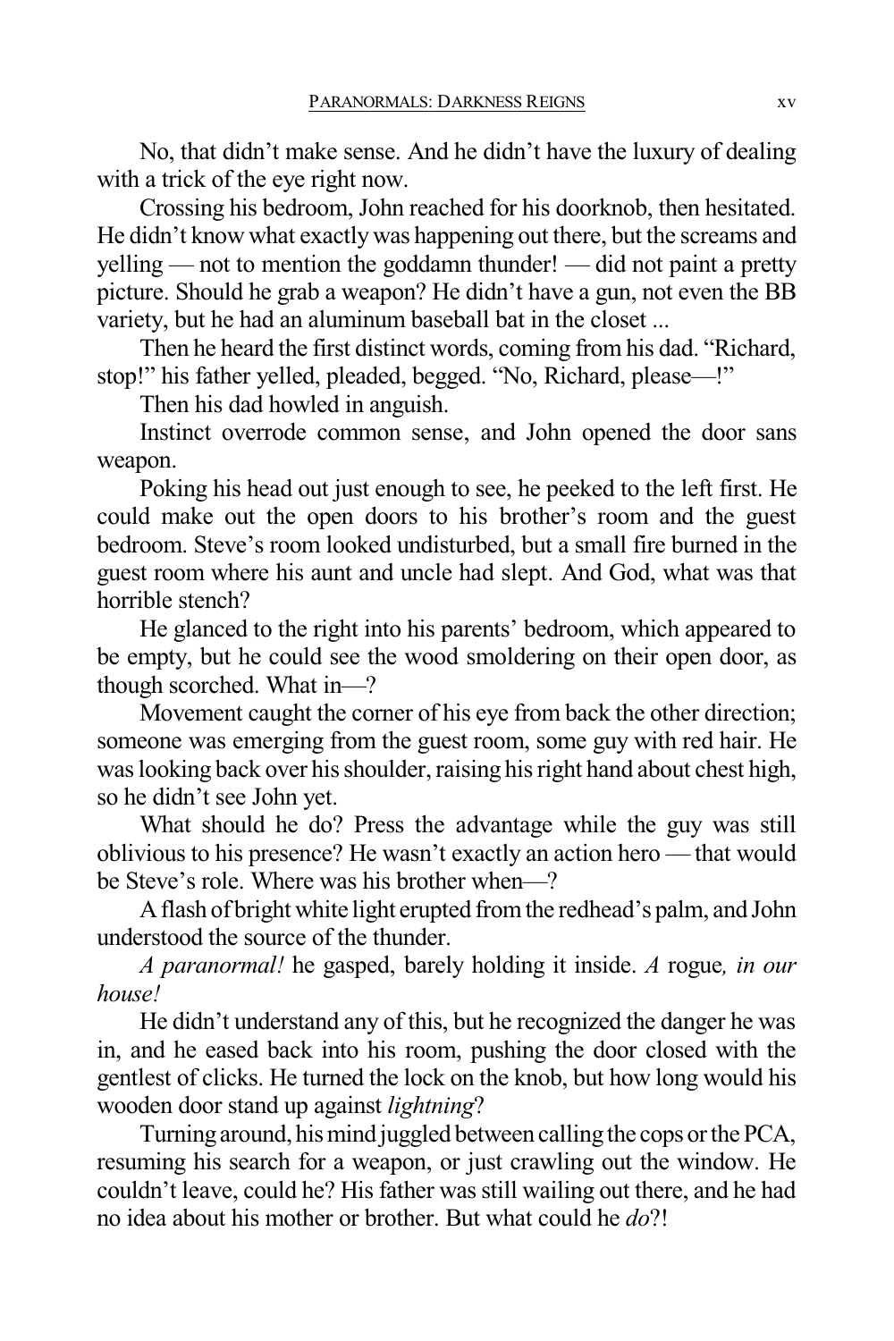No, that didn't make sense. And he didn't have the luxury of dealing with a trick of the eye right now.

Crossing his bedroom, John reached for his doorknob, then hesitated. He didn't know what exactly was happening out there, but the screams and yelling — not to mention the goddamn thunder! — did not paint a pretty picture. Should he grab a weapon? He didn't have a gun, not even the BB variety, but he had an aluminum baseball bat in the closet ...

Then he heard the first distinct words, coming from his dad. "Richard, stop!" his father yelled, pleaded, begged. "No, Richard, please—!"

Then his dad howled in anguish.

Instinct overrode common sense, and John opened the door sans weapon.

Poking his head out just enough to see, he peeked to the left first. He could make out the open doors to his brother's room and the guest bedroom. Steve's room looked undisturbed, but a small fire burned in the guest room where his aunt and uncle had slept. And God, what was that horrible stench?

He glanced to the right into his parents' bedroom, which appeared to be empty, but he could see the wood smoldering on their open door, as though scorched. What in—?

Movement caught the corner of his eye from back the other direction; someone was emerging from the guest room, some guy with red hair. He was looking back over his shoulder, raising his right hand about chest high, so he didn't see John yet.

What should he do? Press the advantage while the guy was still oblivious to his presence? He wasn't exactly an action hero — that would be Steve's role. Where was his brother when—?

A flash of bright white light erupted from the redhead's palm, and John understood the source of the thunder.

*A paranormal!* he gasped, barely holding it inside. *A* rogue*, in our house!*

He didn't understand any of this, but he recognized the danger he was in, and he eased back into his room, pushing the door closed with the gentlest of clicks. He turned the lock on the knob, but how long would his wooden door stand up against *lightning*?

Turning around, his mind juggled between calling the cops or the PCA, resuming his search for a weapon, or just crawling out the window. He couldn't leave, could he? His father was still wailing out there, and he had no idea about his mother or brother. But what could he *do*?!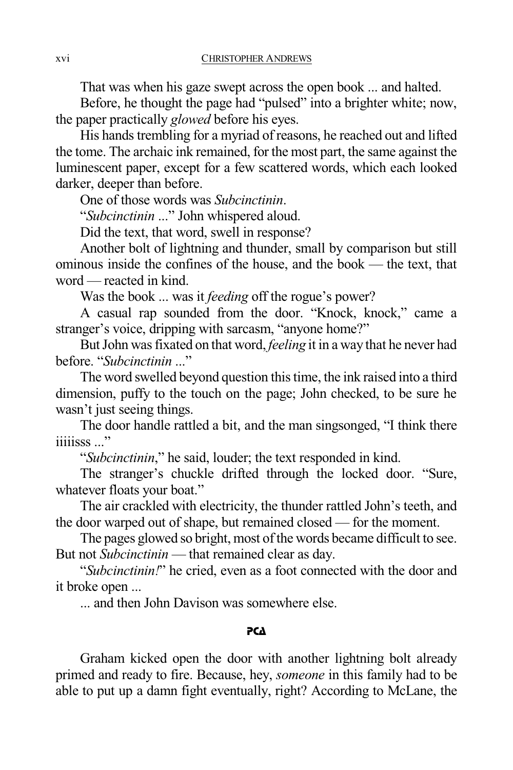That was when his gaze swept across the open book ... and halted.

Before, he thought the page had "pulsed" into a brighter white; now, the paper practically *glowed* before his eyes.

His hands trembling for a myriad of reasons, he reached out and lifted the tome. The archaic ink remained, for the most part, the same against the luminescent paper, except for a few scattered words, which each looked darker, deeper than before.

One of those words was *Subcinctinin*.

"*Subcinctinin* ..." John whispered aloud.

Did the text, that word, swell in response?

Another bolt of lightning and thunder, small by comparison but still ominous inside the confines of the house, and the book — the text, that word — reacted in kind.

Was the book ... was it *feeding* off the rogue's power?

A casual rap sounded from the door. "Knock, knock," came a stranger's voice, dripping with sarcasm, "anyone home?"

But John was fixated on that word, *feeling* it in a way that he never had before. "*Subcinctinin* ..."

The word swelled beyond question this time, the ink raised into a third dimension, puffy to the touch on the page; John checked, to be sure he wasn't just seeing things.

The door handle rattled a bit, and the man singsonged, "I think there iiiiisss ..."

"*Subcinctinin*," he said, louder; the text responded in kind.

The stranger's chuckle drifted through the locked door. "Sure, whatever floats your boat."

The air crackled with electricity, the thunder rattled John's teeth, and the door warped out of shape, but remained closed — for the moment.

The pages glowed so bright, most of the words became difficult to see. But not *Subcinctinin* — that remained clear as day.

"*Subcinctinin!*" he cried, even as a foot connected with the door and it broke open ...

... and then John Davison was somewhere else.

**PCA**

Graham kicked open the door with another lightning bolt already primed and ready to fire. Because, hey, *someone* in this family had to be able to put up a damn fight eventually, right? According to McLane, the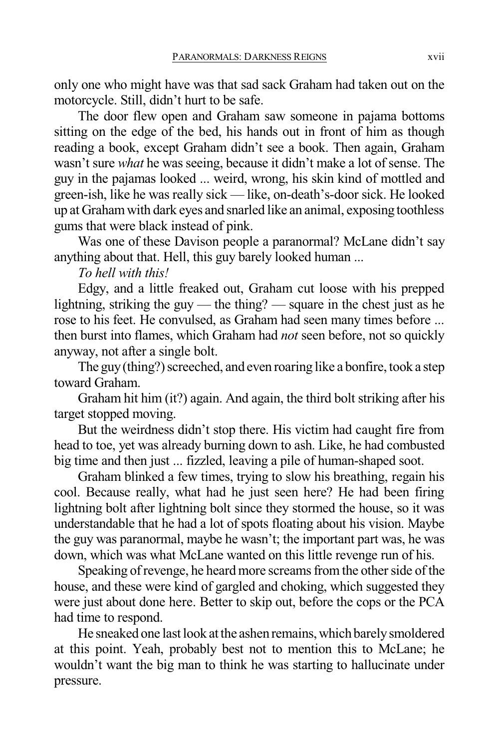only one who might have was that sad sack Graham had taken out on the motorcycle. Still, didn't hurt to be safe.

The door flew open and Graham saw someone in pajama bottoms sitting on the edge of the bed, his hands out in front of him as though reading a book, except Graham didn't see a book. Then again, Graham wasn't sure *what* he was seeing, because it didn't make a lot of sense. The guy in the pajamas looked ... weird, wrong, his skin kind of mottled and green-ish, like he was really sick — like, on-death's-door sick. He looked up at Graham with dark eyes and snarled like an animal, exposing toothless gums that were black instead of pink.

Was one of these Davison people a paranormal? McLane didn't say anything about that. Hell, this guy barely looked human ...

*To hell with this!*

Edgy, and a little freaked out, Graham cut loose with his prepped lightning, striking the guy — the thing? — square in the chest just as he rose to his feet. He convulsed, as Graham had seen many times before ... then burst into flames, which Graham had *not* seen before, not so quickly anyway, not after a single bolt.

The guy (thing?) screeched, and even roaring like a bonfire, took a step toward Graham.

Graham hit him (it?) again. And again, the third bolt striking after his target stopped moving.

But the weirdness didn't stop there. His victim had caught fire from head to toe, yet was already burning down to ash. Like, he had combusted big time and then just ... fizzled, leaving a pile of human-shaped soot.

Graham blinked a few times, trying to slow his breathing, regain his cool. Because really, what had he just seen here? He had been firing lightning bolt after lightning bolt since they stormed the house, so it was understandable that he had a lot of spots floating about his vision. Maybe the guy was paranormal, maybe he wasn't; the important part was, he was down, which was what McLane wanted on this little revenge run of his.

Speaking of revenge, he heard more screams from the other side of the house, and these were kind of gargled and choking, which suggested they were just about done here. Better to skip out, before the cops or the PCA had time to respond.

He sneaked one last look at the ashen remains, which barely smoldered at this point. Yeah, probably best not to mention this to McLane; he wouldn't want the big man to think he was starting to hallucinate under pressure.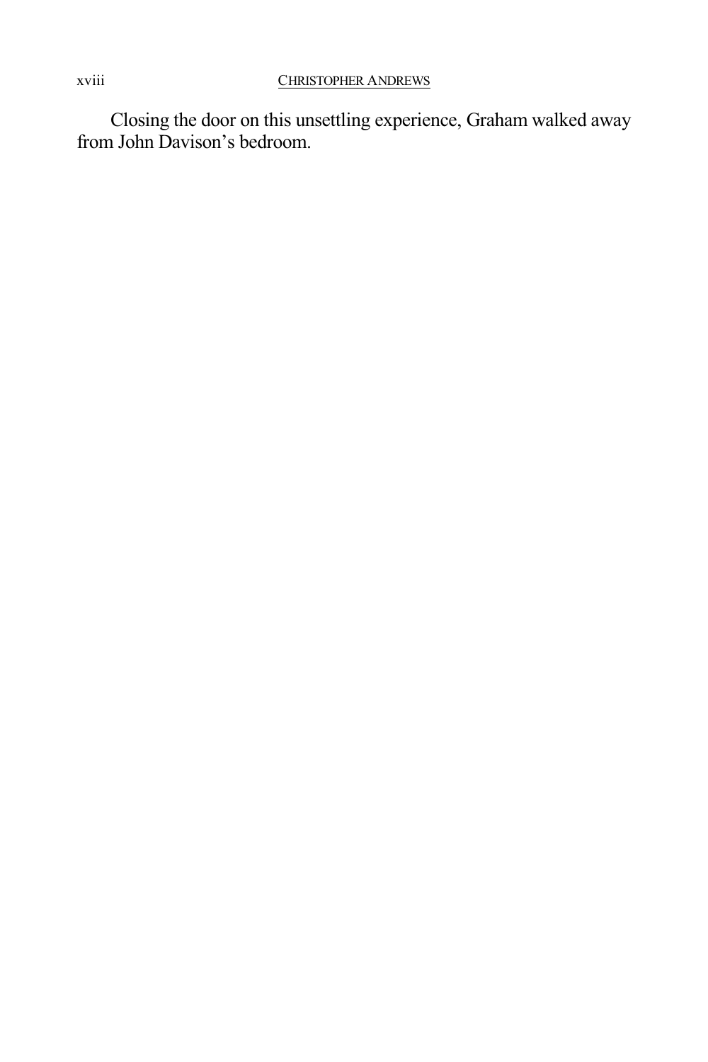Closing the door on this unsettling experience, Graham walked away from John Davison’s bedroom.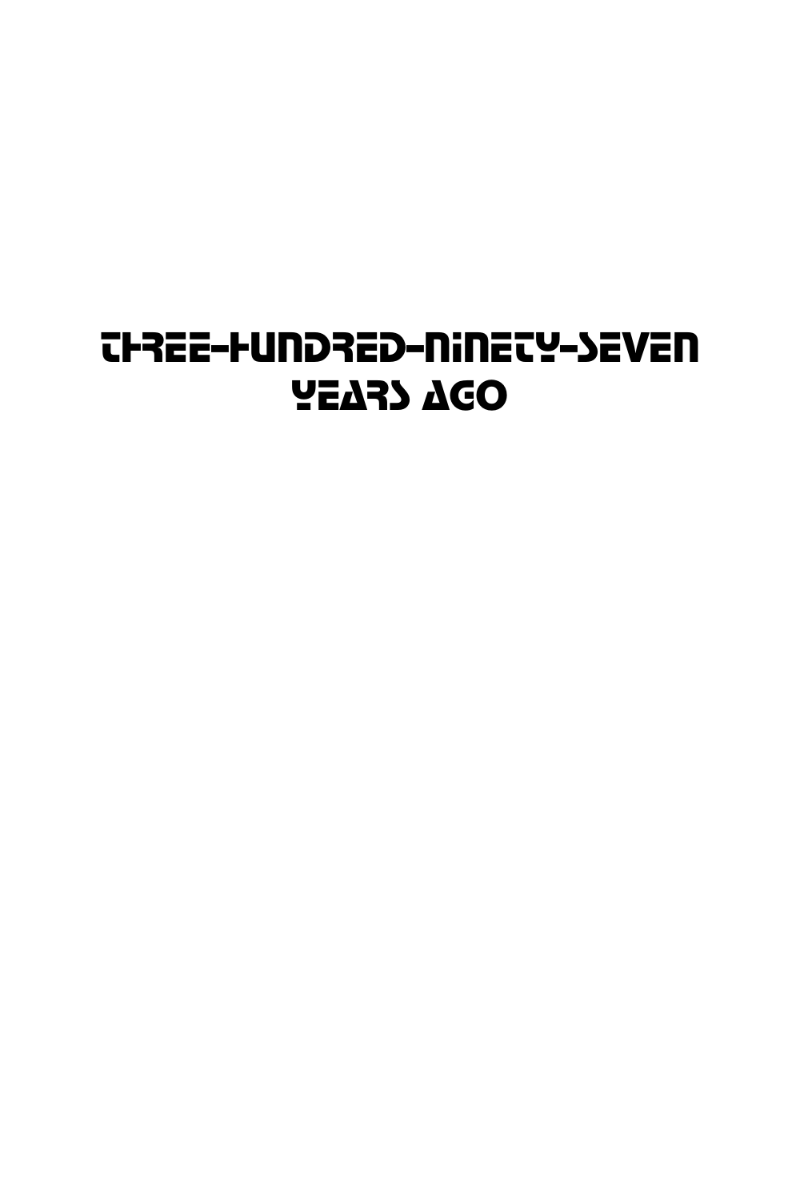# THREE-HUNDRED-NINETY-SEVEN YEARS AGO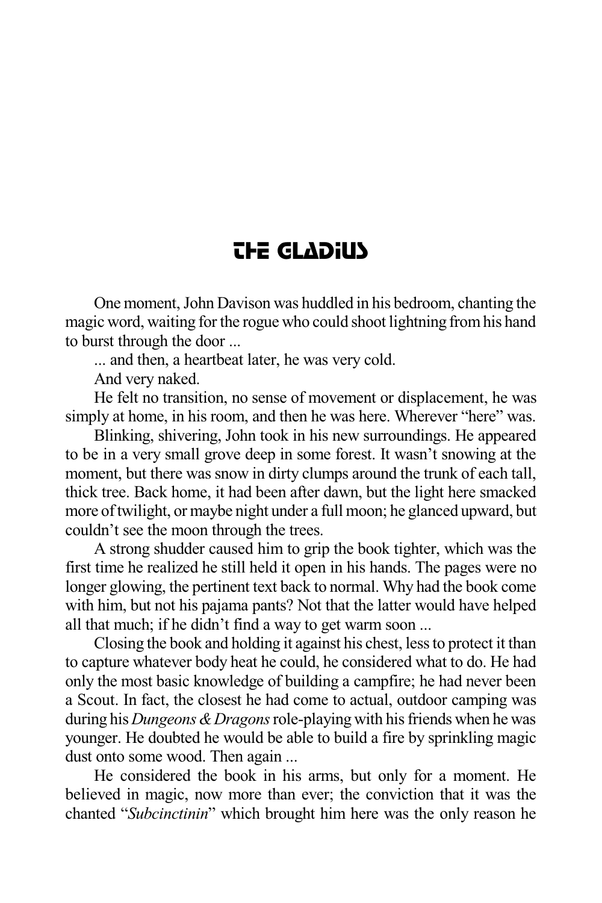# THE GLADIUS

One moment, John Davison was huddled in his bedroom, chanting the magic word, waiting for the rogue who could shoot lightning from his hand to burst through the door ...

... and then, a heartbeat later, he was very cold.

And very naked.

He felt no transition, no sense of movement or displacement, he was simply at home, in his room, and then he was here. Wherever "here" was.

Blinking, shivering, John took in his new surroundings. He appeared to be in a very small grove deep in some forest. It wasn't snowing at the moment, but there was snow in dirty clumps around the trunk of each tall, thick tree. Back home, it had been after dawn, but the light here smacked more of twilight, or maybe night under a full moon; he glanced upward, but couldn't see the moon through the trees.

A strong shudder caused him to grip the book tighter, which was the first time he realized he still held it open in his hands. The pages were no longer glowing, the pertinent text back to normal. Why had the book come with him, but not his pajama pants? Not that the latter would have helped all that much; if he didn't find a way to get warm soon ...

Closing the book and holding it against his chest, less to protect it than to capture whatever body heat he could, he considered what to do. He had only the most basic knowledge of building a campfire; he had never been a Scout. In fact, the closest he had come to actual, outdoor camping was during his *Dungeons & Dragons* role-playing with his friends when he was younger. He doubted he would be able to build a fire by sprinkling magic dust onto some wood. Then again ...

He considered the book in his arms, but only for a moment. He believed in magic, now more than ever; the conviction that it was the chanted "*Subcinctinin*" which brought him here was the only reason he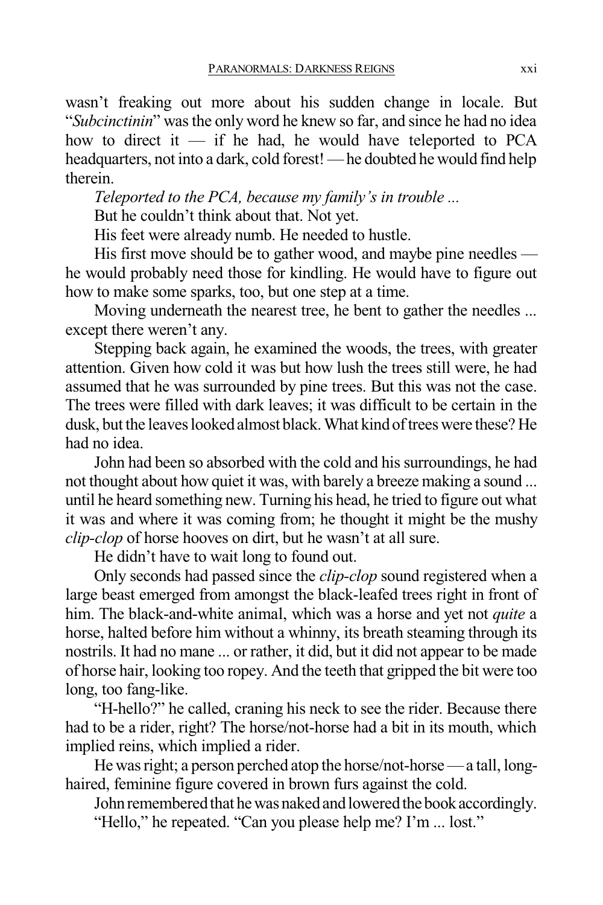wasn't freaking out more about his sudden change in locale. But "*Subcinctinin*" was the only word he knew so far, and since he had no idea how to direct it — if he had, he would have teleported to PCA headquarters, not into a dark, cold forest! — he doubted he would find help therein.

*Teleported to the PCA, because my family's in trouble ...*

But he couldn't think about that. Not yet.

His feet were already numb. He needed to hustle.

His first move should be to gather wood, and maybe pine needles — he would probably need those for kindling. He would have to figure out how to make some sparks, too, but one step at a time.

Moving underneath the nearest tree, he bent to gather the needles ... except there weren't any.

Stepping back again, he examined the woods, the trees, with greater attention. Given how cold it was but how lush the trees still were, he had assumed that he was surrounded by pine trees. But this was not the case. The trees were filled with dark leaves; it was difficult to be certain in the dusk, but the leaves looked almost black. What kind of trees were these? He had no idea.

John had been so absorbed with the cold and his surroundings, he had not thought about how quiet it was, with barely a breeze making a sound ... until he heard something new. Turning his head, he tried to figure out what it was and where it was coming from; he thought it might be the mushy *clip-clop* of horse hooves on dirt, but he wasn't at all sure.

He didn't have to wait long to found out.

Only seconds had passed since the *clip-clop* sound registered when a large beast emerged from amongst the black-leafed trees right in front of him. The black-and-white animal, which was a horse and yet not *quite* a horse, halted before him without a whinny, its breath steaming through its nostrils. It had no mane ... or rather, it did, but it did not appear to be made of horse hair, looking too ropey. And the teeth that gripped the bit were too long, too fang-like.

"H-hello?" he called, craning his neck to see the rider. Because there had to be a rider, right? The horse/not-horse had a bit in its mouth, which implied reins, which implied a rider.

He was right; a person perched atop the horse/not-horse — a tall, long-haired, feminine figure covered in brown furs against the cold.

John remembered that he was naked and lowered the book accordingly.

"Hello," he repeated. "Can you please help me? I'm ... lost."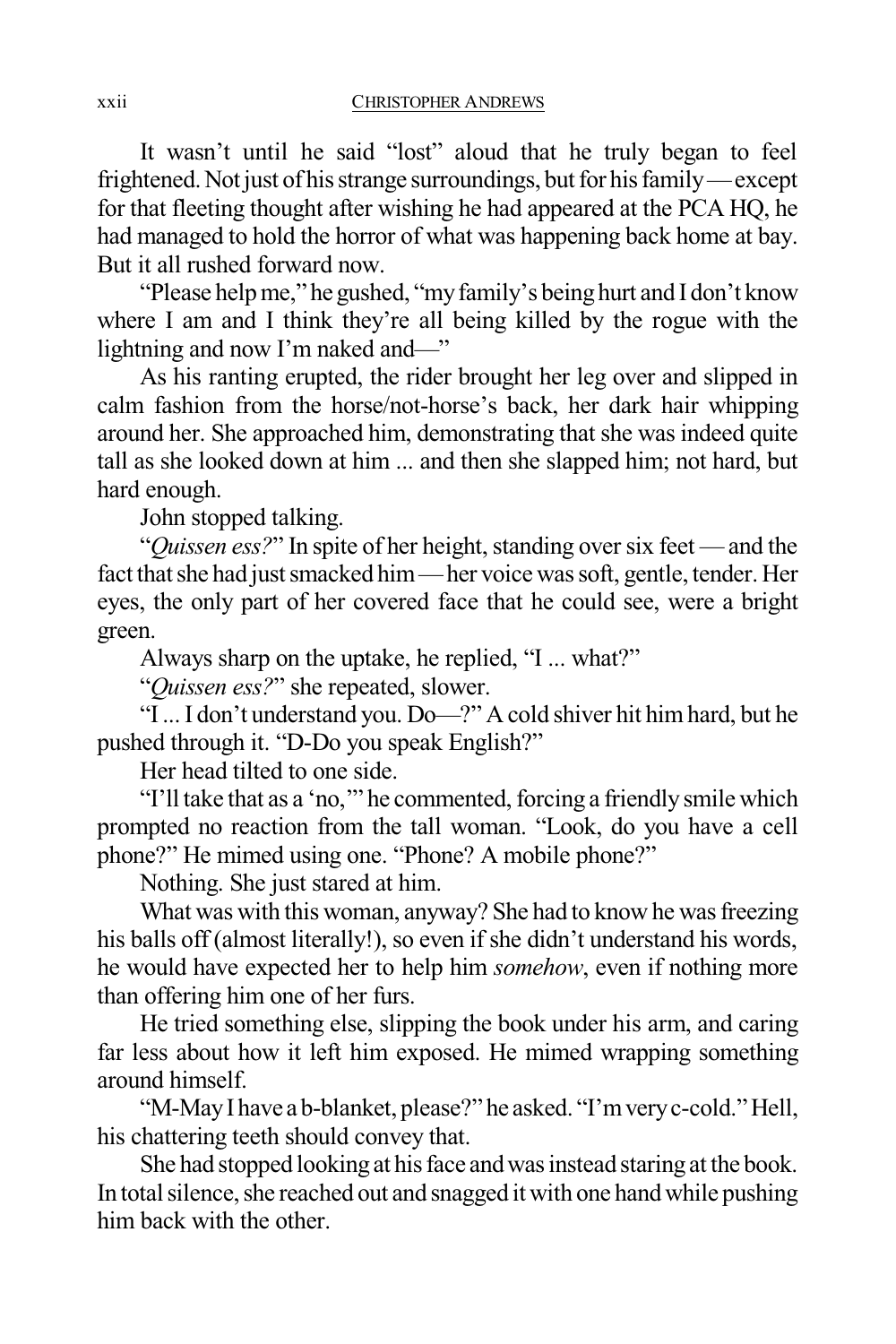It wasn't until he said "lost" aloud that he truly began to feel frightened. Not just of his strange surroundings, but for his family — except for that fleeting thought after wishing he had appeared at the PCA HQ, he had managed to hold the horror of what was happening back home at bay. But it all rushed forward now.

"Please help me," he gushed, "my family's being hurt and I don't know where I am and I think they're all being killed by the rogue with the lightning and now I'm naked and—"

As his ranting erupted, the rider brought her leg over and slipped in calm fashion from the horse/not-horse's back, her dark hair whipping around her. She approached him, demonstrating that she was indeed quite tall as she looked down at him ... and then she slapped him; not hard, but hard enough.

John stopped talking.

"*Quissen ess?*" In spite of her height, standing over six feet — and the fact that she had just smacked him — her voice was soft, gentle, tender. Her eyes, the only part of her covered face that he could see, were a bright green.

Always sharp on the uptake, he replied, "I ... what?"

"*Quissen ess?*" she repeated, slower.

"I ... I don't understand you. Do—?" A cold shiver hit him hard, but he pushed through it. "D-Do you speak English?"

Her head tilted to one side.

"I'll take that as a 'no,'" he commented, forcing a friendly smile which prompted no reaction from the tall woman. "Look, do you have a cell phone?" He mimed using one. "Phone? A mobile phone?"

Nothing. She just stared at him.

What was with this woman, anyway? She had to know he was freezing his balls off (almost literally!), so even if she didn't understand his words, he would have expected her to help him *somehow*, even if nothing more than offering him one of her furs.

He tried something else, slipping the book under his arm, and caring far less about how it left him exposed. He mimed wrapping something around himself.

"M-May I have a b-blanket, please?" he asked. "I'm very c-cold." Hell, his chattering teeth should convey that.

She had stopped looking at his face and was instead staring at the book. In total silence, she reached out and snagged it with one hand while pushing him back with the other.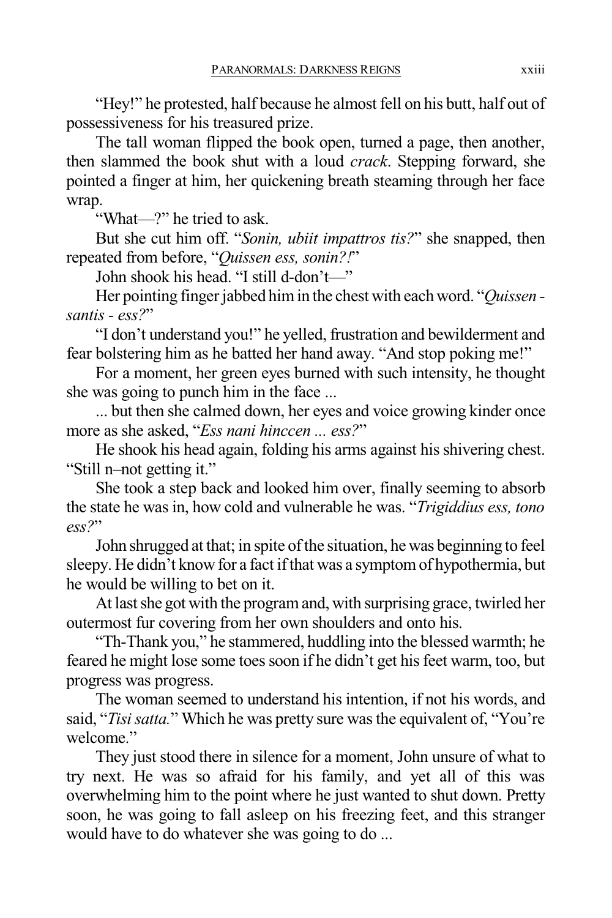"Hey!" he protested, half because he almost fell on his butt, half out of possessiveness for his treasured prize.

The tall woman flipped the book open, turned a page, then another, then slammed the book shut with a loud *crack*. Stepping forward, she pointed a finger at him, her quickening breath steaming through her face wrap.

"What—?" he tried to ask.

But she cut him off. "*Sonin, ubiit impattros tis?*" she snapped, then repeated from before, "*Quissen ess, sonin?!*"

John shook his head. "I still d-don't—"

Her pointing finger jabbed him in the chest with each word. "*Quissen - santis - ess?*"

"I don't understand you!" he yelled, frustration and bewilderment and fear bolstering him as he batted her hand away. "And stop poking me!"

For a moment, her green eyes burned with such intensity, he thought she was going to punch him in the face ...

... but then she calmed down, her eyes and voice growing kinder once more as she asked, "*Ess nani hinccen ... ess?*"

He shook his head again, folding his arms against his shivering chest. "Still n–not getting it."

She took a step back and looked him over, finally seeming to absorb the state he was in, how cold and vulnerable he was. "*Trigiddius ess, tono ess?*"

John shrugged at that; in spite of the situation, he was beginning to feel sleepy. He didn't know for a fact if that was a symptom of hypothermia, but he would be willing to bet on it.

At last she got with the program and, with surprising grace, twirled her outermost fur covering from her own shoulders and onto his.

"Th-Thank you," he stammered, huddling into the blessed warmth; he feared he might lose some toes soon if he didn't get his feet warm, too, but progress was progress.

The woman seemed to understand his intention, if not his words, and said, "*Tisi satta.*" Which he was pretty sure was the equivalent of, "You're welcome."

They just stood there in silence for a moment, John unsure of what to try next. He was so afraid for his family, and yet all of this was overwhelming him to the point where he just wanted to shut down. Pretty soon, he was going to fall asleep on his freezing feet, and this stranger would have to do whatever she was going to do ...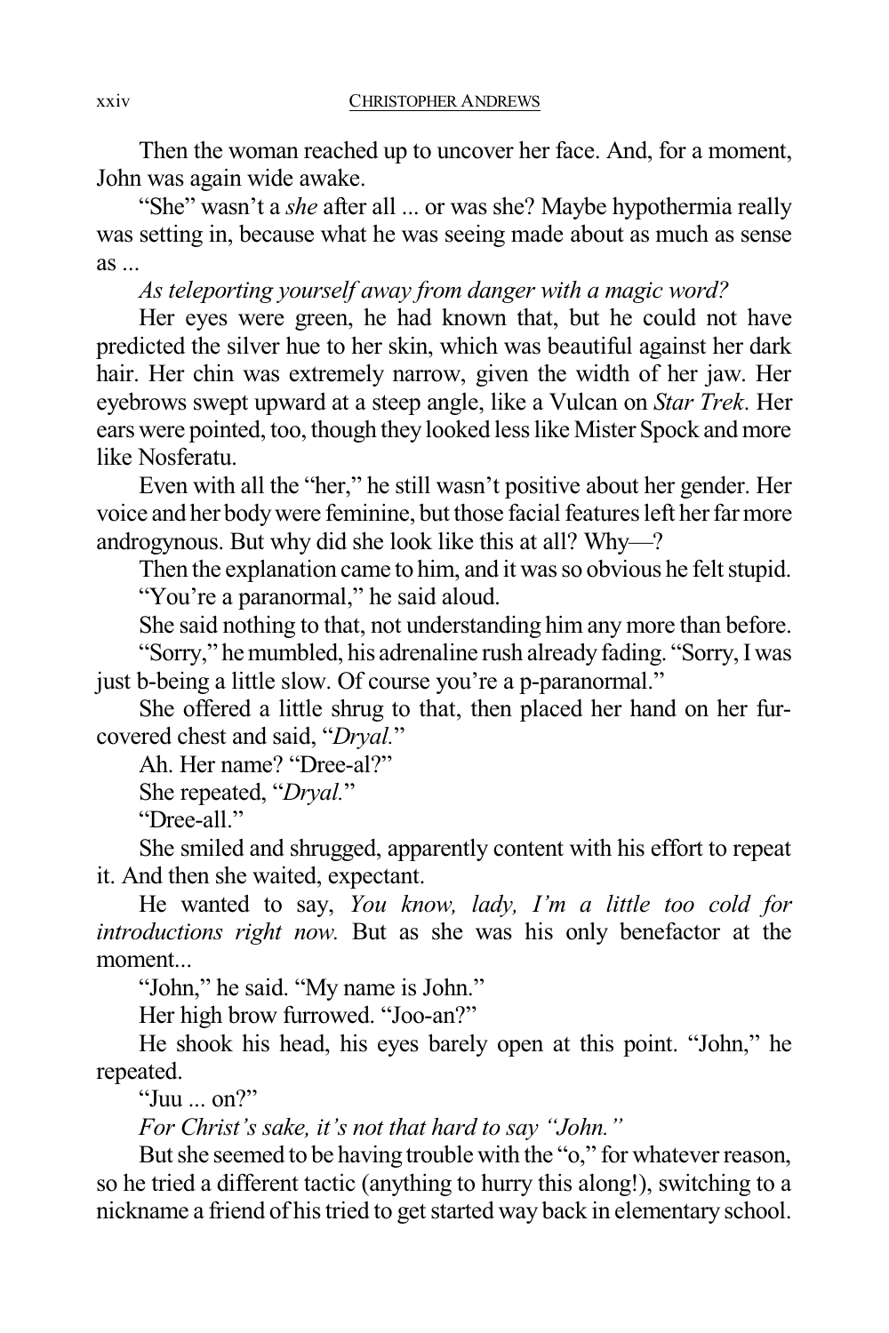Then the woman reached up to uncover her face. And, for a moment, John was again wide awake.

"She" wasn't a *she* after all ... or was she? Maybe hypothermia really was setting in, because what he was seeing made about as much as sense as ...

*As teleporting yourself away from danger with a magic word?*

Her eyes were green, he had known that, but he could not have predicted the silver hue to her skin, which was beautiful against her dark hair. Her chin was extremely narrow, given the width of her jaw. Her eyebrows swept upward at a steep angle, like a Vulcan on *Star Trek*. Her ears were pointed, too, though they looked less like Mister Spock and more like Nosferatu.

Even with all the "her," he still wasn't positive about her gender. Her voice and her body were feminine, but those facial features left her far more androgynous. But why did she look like this at all? Why—?

Then the explanation came to him, and it was so obvious he felt stupid.

"You're a paranormal," he said aloud.

She said nothing to that, not understanding him any more than before.

"Sorry," he mumbled, his adrenaline rush already fading. "Sorry, I was just b-being a little slow. Of course you're a p-paranormal."

She offered a little shrug to that, then placed her hand on her fur-covered chest and said, "*Dryal.*"

Ah. Her name? "Dree-al?"

She repeated, "*Dryal.*"

"Dree-all."

She smiled and shrugged, apparently content with his effort to repeat it. And then she waited, expectant.

He wanted to say, *You know, lady, I'm a little too cold for introductions right now.* But as she was his only benefactor at the moment...

"John," he said. "My name is John."

Her high brow furrowed. "Joo-an?"

He shook his head, his eyes barely open at this point. "John," he repeated.

"Juu ... on?"

*For Christ's sake, it's not that hard to say "John."*

But she seemed to be having trouble with the "o," for whatever reason, so he tried a different tactic (anything to hurry this along!), switching to a nickname a friend of his tried to get started way back in elementary school.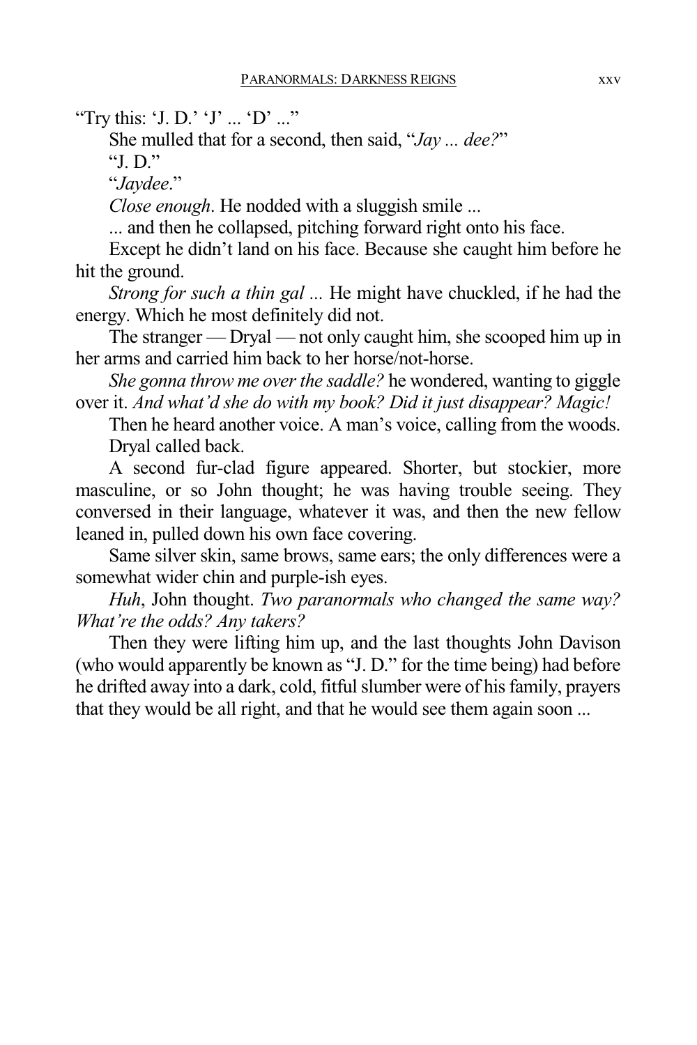"Try this: 'J. D.' 'J' ... 'D' ..."

She mulled that for a second, then said, "*Jay ... dee?*"

"J. D."

"*Jaydee*."

*Close enough*. He nodded with a sluggish smile ...

... and then he collapsed, pitching forward right onto his face.

Except he didn't land on his face. Because she caught him before he hit the ground.

*Strong for such a thin gal ...* He might have chuckled, if he had the energy. Which he most definitely did not.

The stranger — Dryal — not only caught him, she scooped him up in her arms and carried him back to her horse/not-horse.

*She gonna throw me over the saddle?* he wondered, wanting to giggle over it. *And what'd she do with my book? Did it just disappear? Magic!*

Then he heard another voice. A man's voice, calling from the woods. Dryal called back.

A second fur-clad figure appeared. Shorter, but stockier, more masculine, or so John thought; he was having trouble seeing. They conversed in their language, whatever it was, and then the new fellow leaned in, pulled down his own face covering.

Same silver skin, same brows, same ears; the only differences were a somewhat wider chin and purple-ish eyes.

*Huh*, John thought. *Two paranormals who changed the same way? What're the odds? Any takers?*

Then they were lifting him up, and the last thoughts John Davison (who would apparently be known as "J. D." for the time being) had before he drifted away into a dark, cold, fitful slumber were of his family, prayers that they would be all right, and that he would see them again soon ...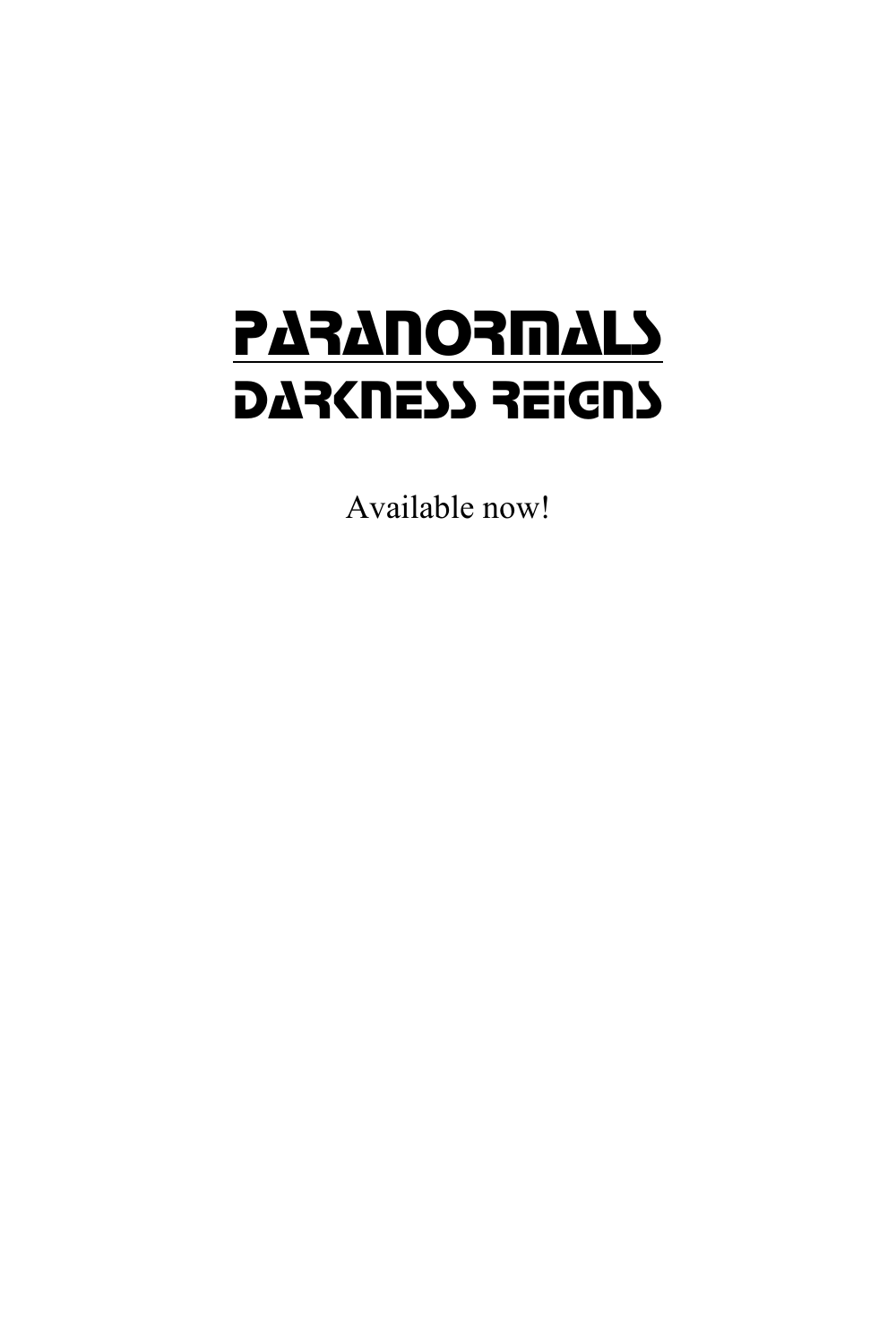# PARANORMALS

## DARKNESS REIGNS

Available now!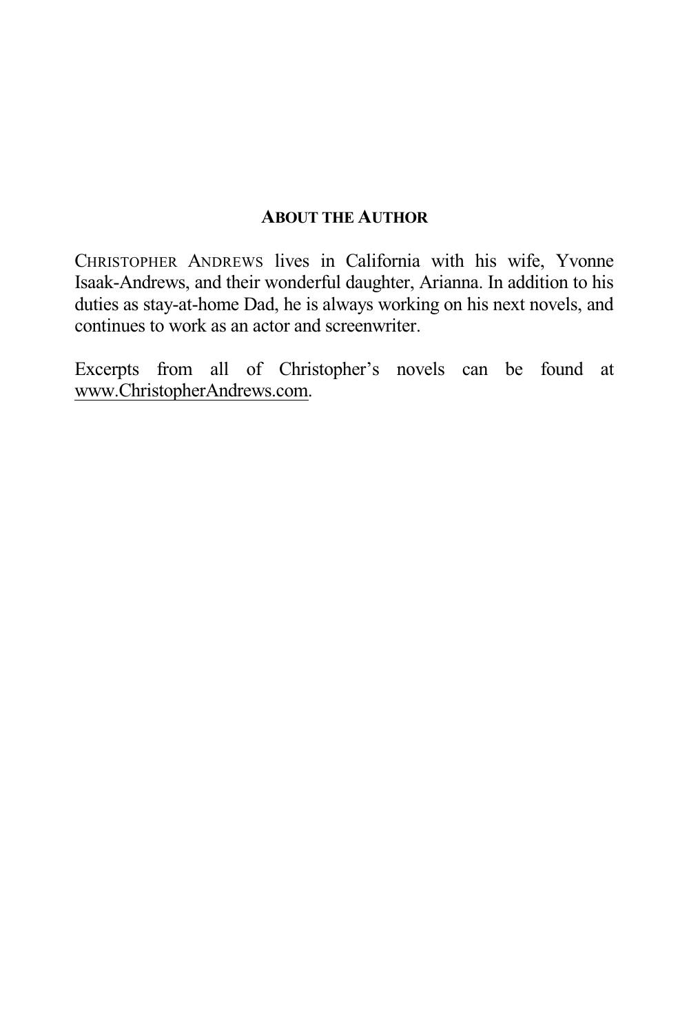## About the Author

CHRISTOPHER ANDREWS lives in California with his wife, Yvonne Isaak-Andrews, and their wonderful daughter, Arianna. In addition to his duties as stay-at-home Dad, he is always working on his next novels, and continues to work as an actor and screenwriter.

Excerpts from all of Christopher's novels can be found at www.ChristopherAndrews.com.